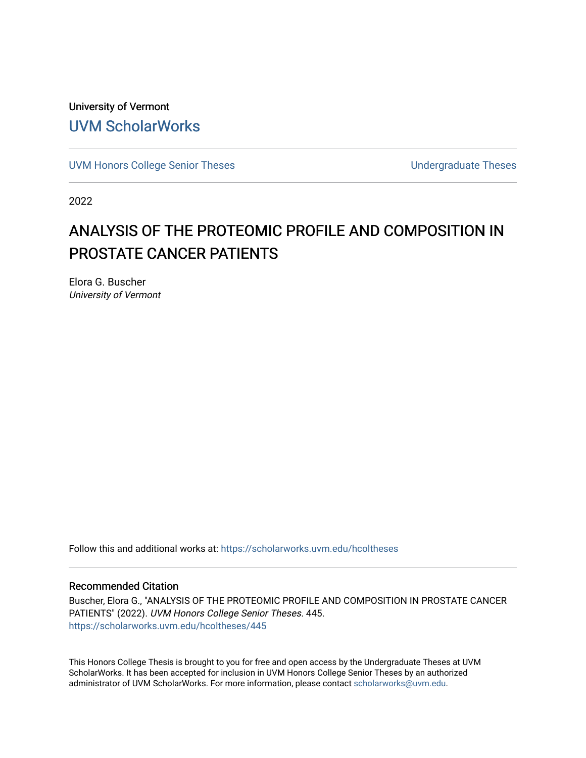University of Vermont

UVM ScholarWorks

UVM Honors College Senior Theses | Undergraduate Theses

2022

# ANALYSIS OF THE PROTEOMIC PROFILE AND COMPOSITION IN PROSTATE CANCER PATIENTS

Elora G. Buscher
*University of Vermont*

Follow this and additional works at: https://scholarworks.uvm.edu/hcoltheses

## Recommended Citation

Buscher, Elora G., "ANALYSIS OF THE PROTEOMIC PROFILE AND COMPOSITION IN PROSTATE CANCER PATIENTS" (2022). *UVM Honors College Senior Theses*. 445.
https://scholarworks.uvm.edu/hcoltheses/445

This Honors College Thesis is brought to you for free and open access by the Undergraduate Theses at UVM ScholarWorks. It has been accepted for inclusion in UVM Honors College Senior Theses by an authorized administrator of UVM ScholarWorks. For more information, please contact scholarworks@uvm.edu.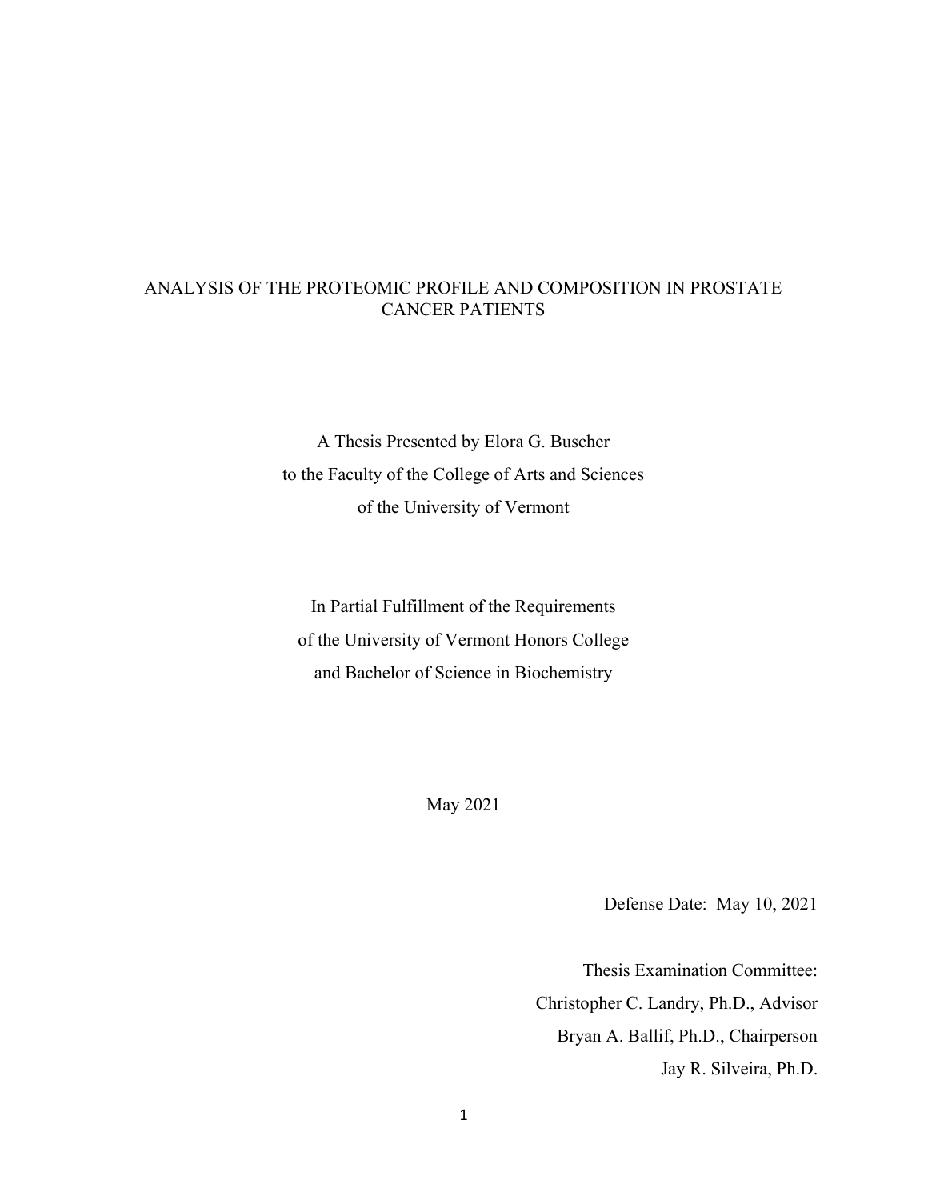# ANALYSIS OF THE PROTEOMIC PROFILE AND COMPOSITION IN PROSTATE CANCER PATIENTS

A Thesis Presented by Elora G. Buscher
to the Faculty of the College of Arts and Sciences
of the University of Vermont

In Partial Fulfillment of the Requirements
of the University of Vermont Honors College
and Bachelor of Science in Biochemistry

May 2021

Defense Date: May 10, 2021

Thesis Examination Committee:
Christopher C. Landry, Ph.D., Advisor
Bryan A. Ballif, Ph.D., Chairperson
Jay R. Silveira, Ph.D.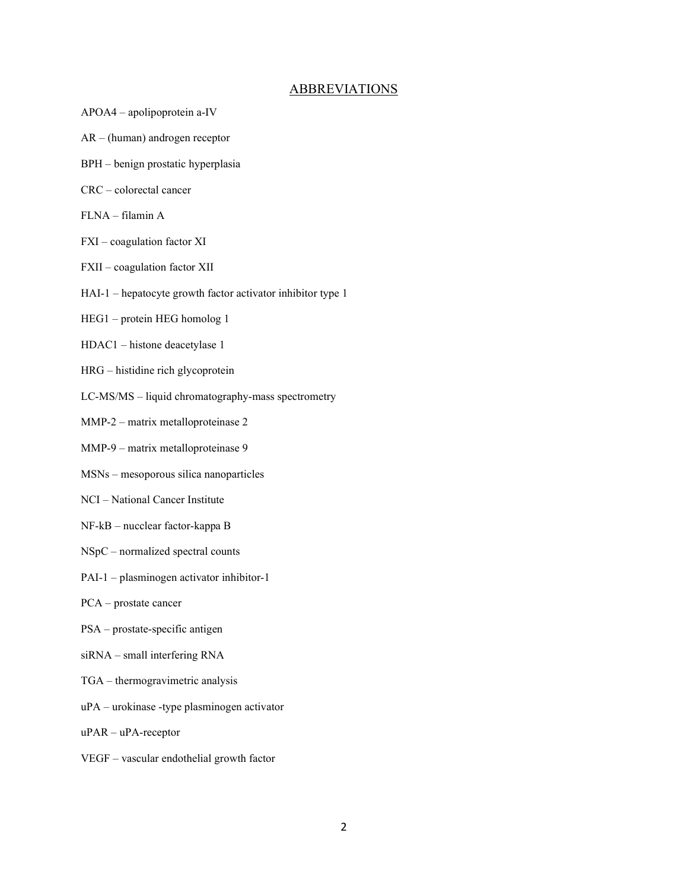## ABBREVIATIONS

APOA4 – apolipoprotein a-IV

AR – (human) androgen receptor

BPH – benign prostatic hyperplasia

CRC – colorectal cancer

FLNA – filamin A

FXI – coagulation factor XI

FXII – coagulation factor XII

HAI-1 – hepatocyte growth factor activator inhibitor type 1

HEG1 – protein HEG homolog 1

HDAC1 – histone deacetylase 1

HRG – histidine rich glycoprotein

LC-MS/MS – liquid chromatography-mass spectrometry

MMP-2 – matrix metalloproteinase 2

MMP-9 – matrix metalloproteinase 9

MSNs – mesoporous silica nanoparticles

NCI – National Cancer Institute

NF-kB – nucclear factor-kappa B

NSpC – normalized spectral counts

PAI-1 – plasminogen activator inhibitor-1

PCA – prostate cancer

PSA – prostate-specific antigen

siRNA – small interfering RNA

TGA – thermogravimetric analysis

uPA – urokinase -type plasminogen activator

uPAR – uPA-receptor

VEGF – vascular endothelial growth factor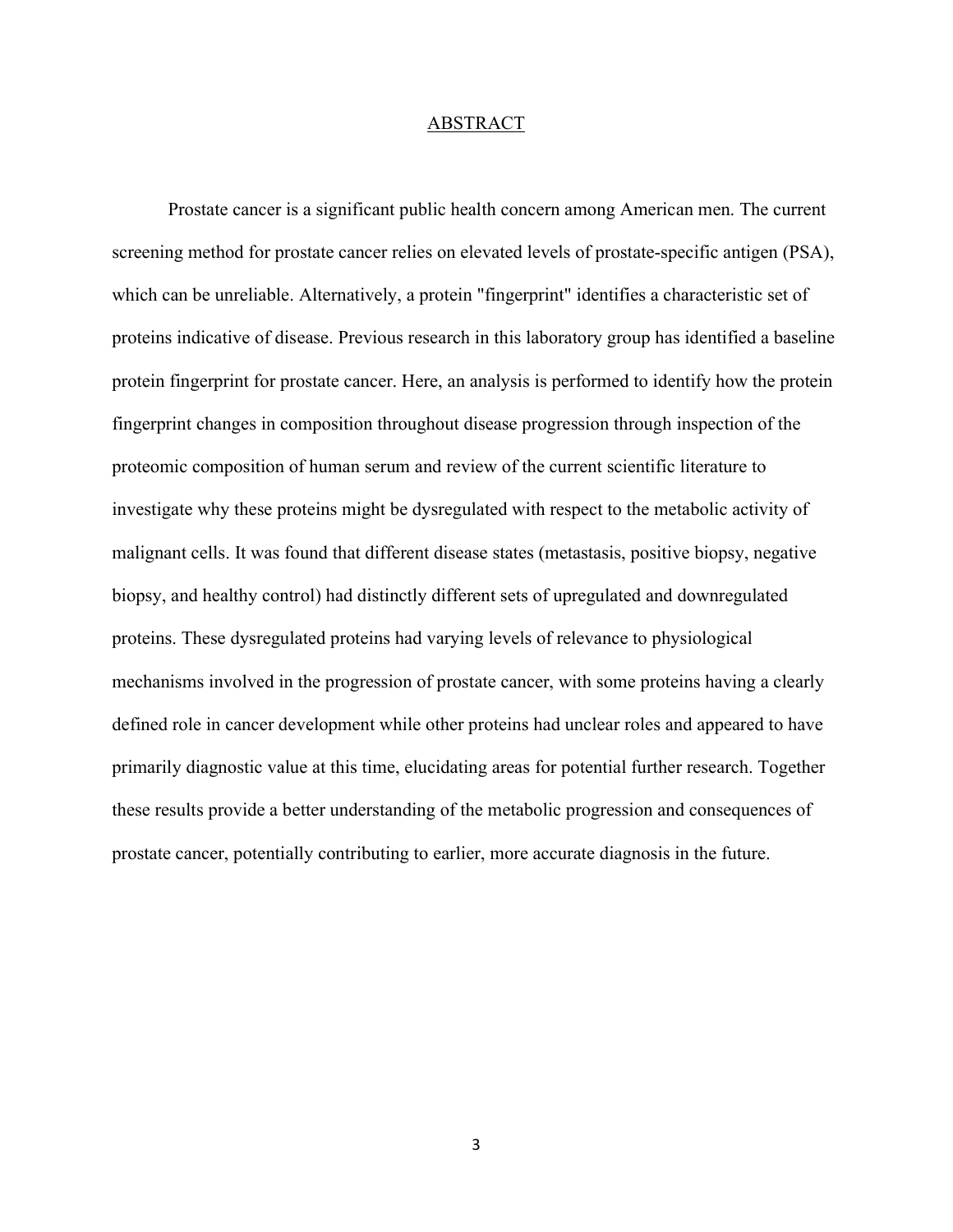# ABSTRACT

Prostate cancer is a significant public health concern among American men. The current screening method for prostate cancer relies on elevated levels of prostate-specific antigen (PSA), which can be unreliable. Alternatively, a protein "fingerprint" identifies a characteristic set of proteins indicative of disease. Previous research in this laboratory group has identified a baseline protein fingerprint for prostate cancer. Here, an analysis is performed to identify how the protein fingerprint changes in composition throughout disease progression through inspection of the proteomic composition of human serum and review of the current scientific literature to investigate why these proteins might be dysregulated with respect to the metabolic activity of malignant cells. It was found that different disease states (metastasis, positive biopsy, negative biopsy, and healthy control) had distinctly different sets of upregulated and downregulated proteins. These dysregulated proteins had varying levels of relevance to physiological mechanisms involved in the progression of prostate cancer, with some proteins having a clearly defined role in cancer development while other proteins had unclear roles and appeared to have primarily diagnostic value at this time, elucidating areas for potential further research. Together these results provide a better understanding of the metabolic progression and consequences of prostate cancer, potentially contributing to earlier, more accurate diagnosis in the future.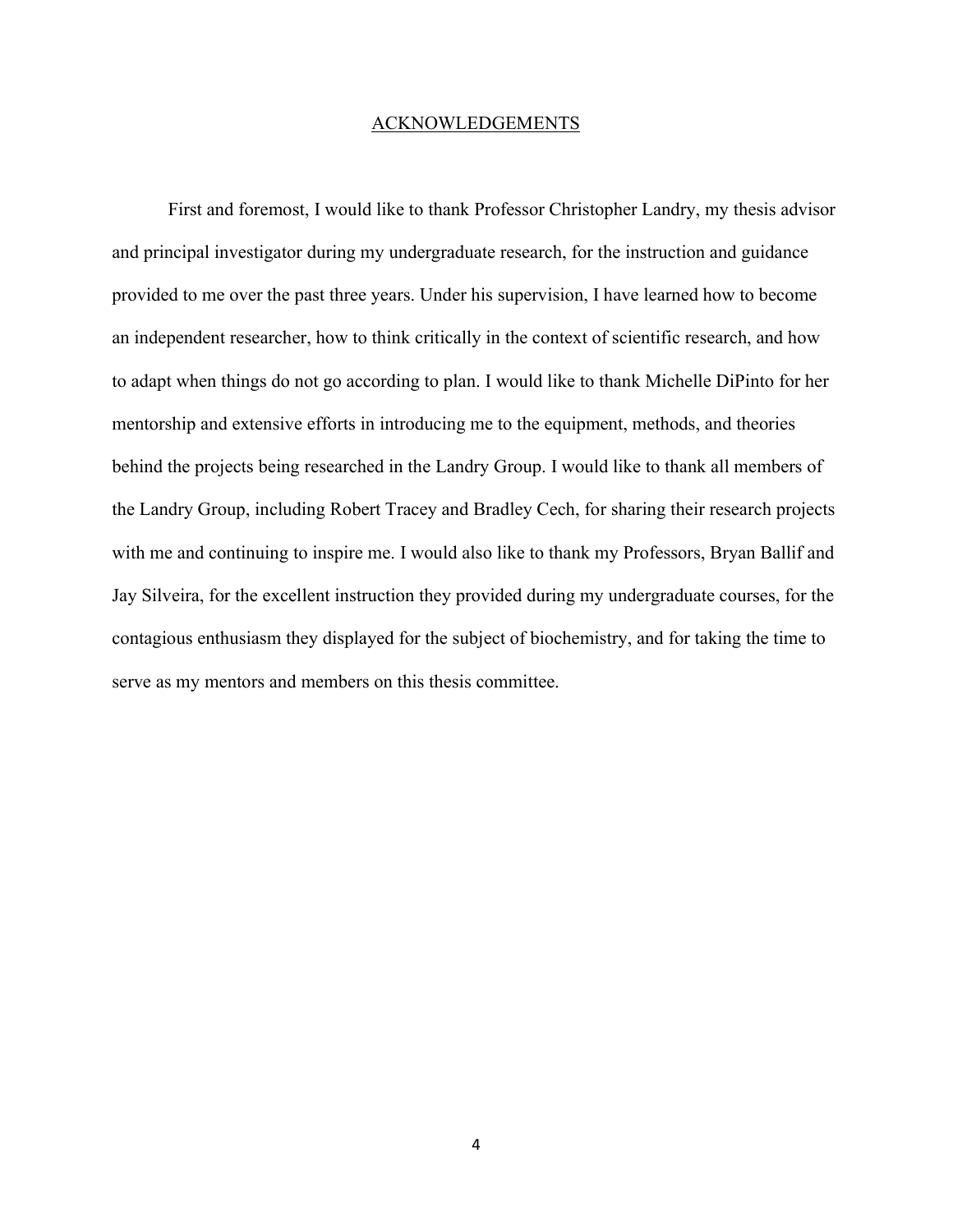# ACKNOWLEDGEMENTS

First and foremost, I would like to thank Professor Christopher Landry, my thesis advisor and principal investigator during my undergraduate research, for the instruction and guidance provided to me over the past three years. Under his supervision, I have learned how to become an independent researcher, how to think critically in the context of scientific research, and how to adapt when things do not go according to plan. I would like to thank Michelle DiPinto for her mentorship and extensive efforts in introducing me to the equipment, methods, and theories behind the projects being researched in the Landry Group. I would like to thank all members of the Landry Group, including Robert Tracey and Bradley Cech, for sharing their research projects with me and continuing to inspire me. I would also like to thank my Professors, Bryan Ballif and Jay Silveira, for the excellent instruction they provided during my undergraduate courses, for the contagious enthusiasm they displayed for the subject of biochemistry, and for taking the time to serve as my mentors and members on this thesis committee.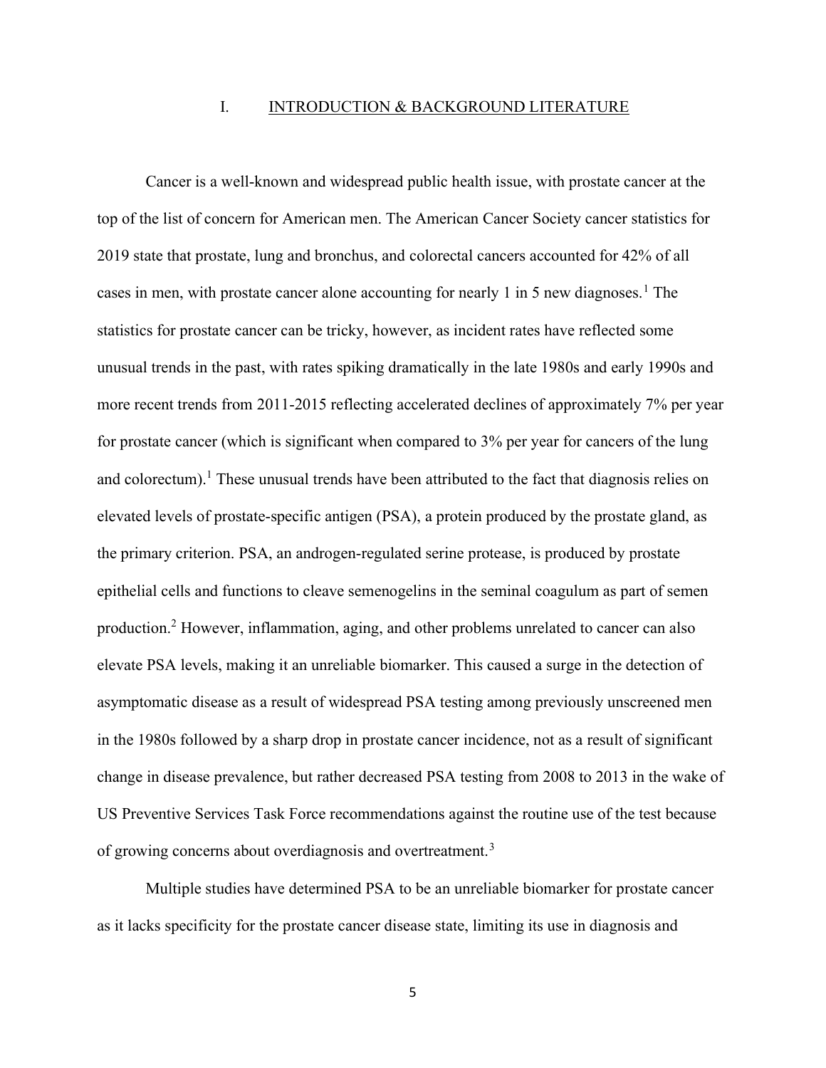# I. INTRODUCTION & BACKGROUND LITERATURE

Cancer is a well-known and widespread public health issue, with prostate cancer at the top of the list of concern for American men. The American Cancer Society cancer statistics for 2019 state that prostate, lung and bronchus, and colorectal cancers accounted for 42% of all cases in men, with prostate cancer alone accounting for nearly 1 in 5 new diagnoses.[1] The statistics for prostate cancer can be tricky, however, as incident rates have reflected some unusual trends in the past, with rates spiking dramatically in the late 1980s and early 1990s and more recent trends from 2011-2015 reflecting accelerated declines of approximately 7% per year for prostate cancer (which is significant when compared to 3% per year for cancers of the lung and colorectum).[1] These unusual trends have been attributed to the fact that diagnosis relies on elevated levels of prostate-specific antigen (PSA), a protein produced by the prostate gland, as the primary criterion. PSA, an androgen-regulated serine protease, is produced by prostate epithelial cells and functions to cleave semenogelins in the seminal coagulum as part of semen production.[2] However, inflammation, aging, and other problems unrelated to cancer can also elevate PSA levels, making it an unreliable biomarker. This caused a surge in the detection of asymptomatic disease as a result of widespread PSA testing among previously unscreened men in the 1980s followed by a sharp drop in prostate cancer incidence, not as a result of significant change in disease prevalence, but rather decreased PSA testing from 2008 to 2013 in the wake of US Preventive Services Task Force recommendations against the routine use of the test because of growing concerns about overdiagnosis and overtreatment.[3]

Multiple studies have determined PSA to be an unreliable biomarker for prostate cancer as it lacks specificity for the prostate cancer disease state, limiting its use in diagnosis and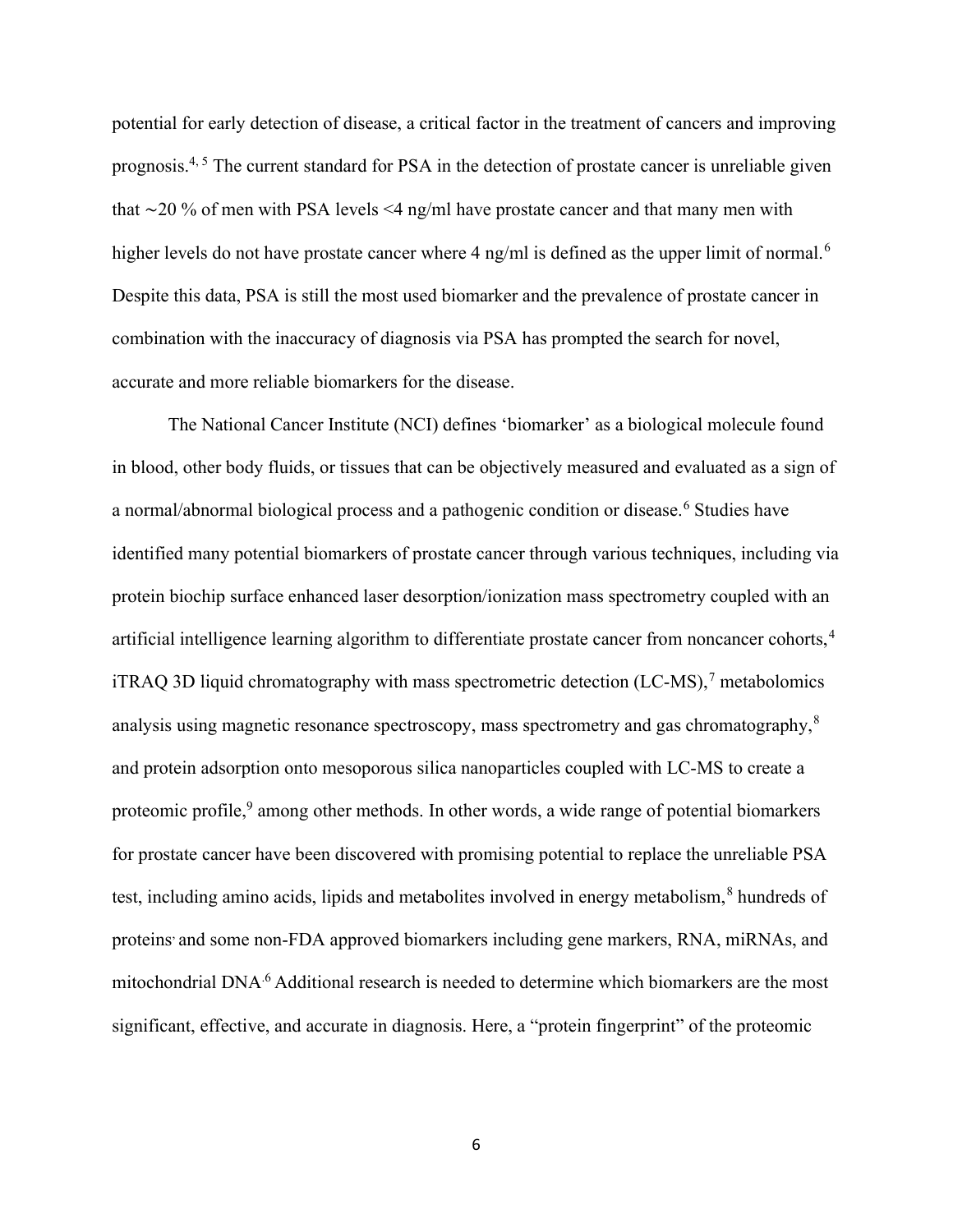potential for early detection of disease, a critical factor in the treatment of cancers and improving prognosis.[4, 5] The current standard for PSA in the detection of prostate cancer is unreliable given that ∼20 % of men with PSA levels <4 ng/ml have prostate cancer and that many men with higher levels do not have prostate cancer where 4 ng/ml is defined as the upper limit of normal.[6] Despite this data, PSA is still the most used biomarker and the prevalence of prostate cancer in combination with the inaccuracy of diagnosis via PSA has prompted the search for novel, accurate and more reliable biomarkers for the disease.

The National Cancer Institute (NCI) defines 'biomarker' as a biological molecule found in blood, other body fluids, or tissues that can be objectively measured and evaluated as a sign of a normal/abnormal biological process and a pathogenic condition or disease.[6] Studies have identified many potential biomarkers of prostate cancer through various techniques, including via protein biochip surface enhanced laser desorption/ionization mass spectrometry coupled with an artificial intelligence learning algorithm to differentiate prostate cancer from noncancer cohorts,[4] iTRAQ 3D liquid chromatography with mass spectrometric detection (LC-MS),[7] metabolomics analysis using magnetic resonance spectroscopy, mass spectrometry and gas chromatography,[8] and protein adsorption onto mesoporous silica nanoparticles coupled with LC-MS to create a proteomic profile,[9] among other methods. In other words, a wide range of potential biomarkers for prostate cancer have been discovered with promising potential to replace the unreliable PSA test, including amino acids, lipids and metabolites involved in energy metabolism,[8] hundreds of proteins, and some non-FDA approved biomarkers including gene markers, RNA, miRNAs, and mitochondrial DNA.[6] Additional research is needed to determine which biomarkers are the most significant, effective, and accurate in diagnosis. Here, a "protein fingerprint" of the proteomic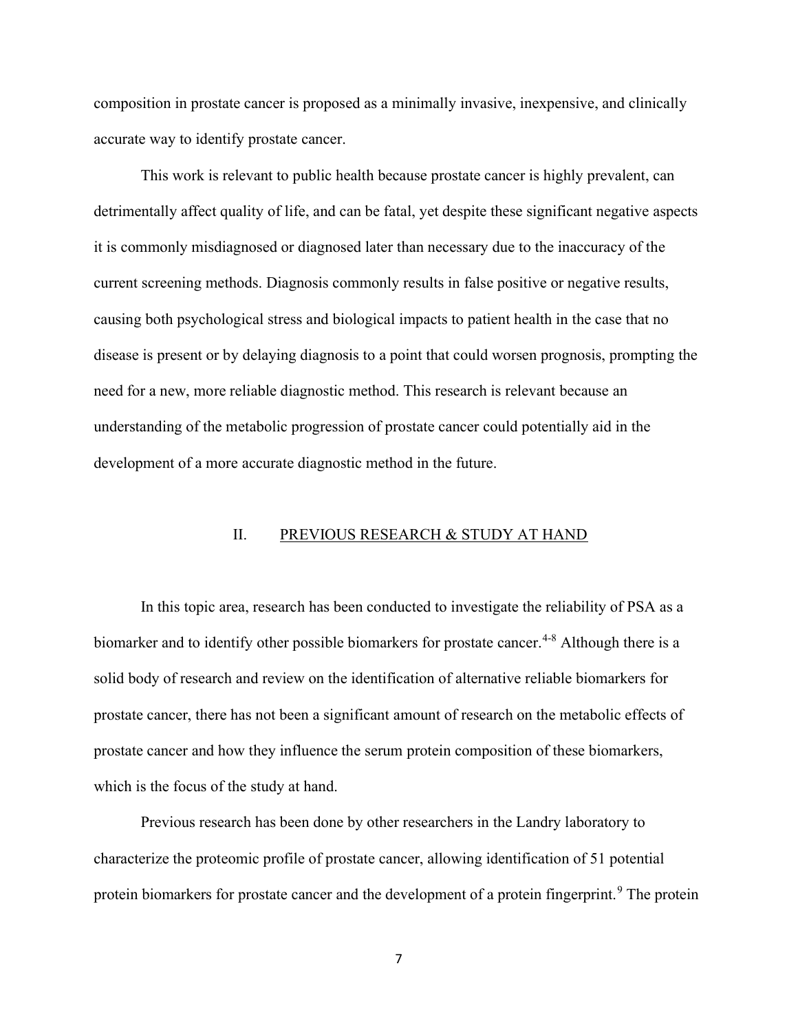composition in prostate cancer is proposed as a minimally invasive, inexpensive, and clinically accurate way to identify prostate cancer.

This work is relevant to public health because prostate cancer is highly prevalent, can detrimentally affect quality of life, and can be fatal, yet despite these significant negative aspects it is commonly misdiagnosed or diagnosed later than necessary due to the inaccuracy of the current screening methods. Diagnosis commonly results in false positive or negative results, causing both psychological stress and biological impacts to patient health in the case that no disease is present or by delaying diagnosis to a point that could worsen prognosis, prompting the need for a new, more reliable diagnostic method. This research is relevant because an understanding of the metabolic progression of prostate cancer could potentially aid in the development of a more accurate diagnostic method in the future.

## II. PREVIOUS RESEARCH & STUDY AT HAND

In this topic area, research has been conducted to investigate the reliability of PSA as a biomarker and to identify other possible biomarkers for prostate cancer.[4-8] Although there is a solid body of research and review on the identification of alternative reliable biomarkers for prostate cancer, there has not been a significant amount of research on the metabolic effects of prostate cancer and how they influence the serum protein composition of these biomarkers, which is the focus of the study at hand.

Previous research has been done by other researchers in the Landry laboratory to characterize the proteomic profile of prostate cancer, allowing identification of 51 potential protein biomarkers for prostate cancer and the development of a protein fingerprint.[9] The protein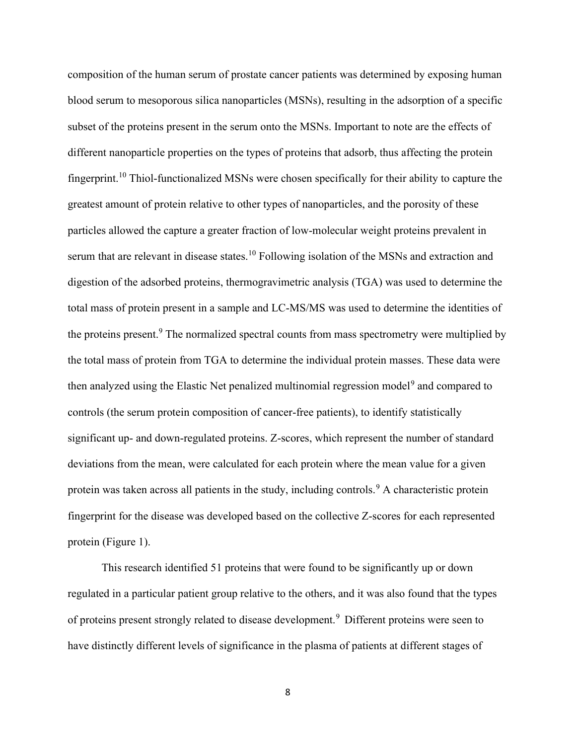composition of the human serum of prostate cancer patients was determined by exposing human blood serum to mesoporous silica nanoparticles (MSNs), resulting in the adsorption of a specific subset of the proteins present in the serum onto the MSNs. Important to note are the effects of different nanoparticle properties on the types of proteins that adsorb, thus affecting the protein fingerprint.[10] Thiol-functionalized MSNs were chosen specifically for their ability to capture the greatest amount of protein relative to other types of nanoparticles, and the porosity of these particles allowed the capture a greater fraction of low-molecular weight proteins prevalent in serum that are relevant in disease states.[10] Following isolation of the MSNs and extraction and digestion of the adsorbed proteins, thermogravimetric analysis (TGA) was used to determine the total mass of protein present in a sample and LC-MS/MS was used to determine the identities of the proteins present.[9] The normalized spectral counts from mass spectrometry were multiplied by the total mass of protein from TGA to determine the individual protein masses. These data were then analyzed using the Elastic Net penalized multinomial regression model[9] and compared to controls (the serum protein composition of cancer-free patients), to identify statistically significant up- and down-regulated proteins. Z-scores, which represent the number of standard deviations from the mean, were calculated for each protein where the mean value for a given protein was taken across all patients in the study, including controls.[9] A characteristic protein fingerprint for the disease was developed based on the collective Z-scores for each represented protein (Figure 1).

This research identified 51 proteins that were found to be significantly up or down regulated in a particular patient group relative to the others, and it was also found that the types of proteins present strongly related to disease development.[9] Different proteins were seen to have distinctly different levels of significance in the plasma of patients at different stages of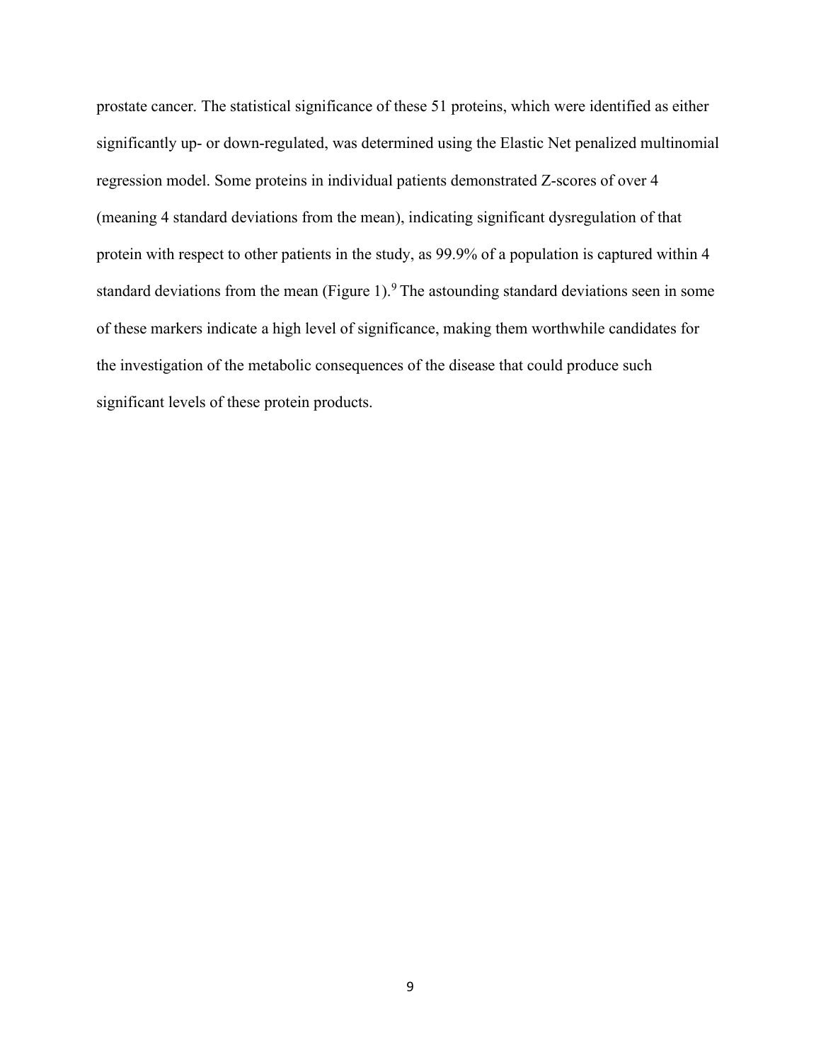prostate cancer. The statistical significance of these 51 proteins, which were identified as either significantly up- or down-regulated, was determined using the Elastic Net penalized multinomial regression model. Some proteins in individual patients demonstrated Z-scores of over 4 (meaning 4 standard deviations from the mean), indicating significant dysregulation of that protein with respect to other patients in the study, as 99.9% of a population is captured within 4 standard deviations from the mean (Figure 1).[9] The astounding standard deviations seen in some of these markers indicate a high level of significance, making them worthwhile candidates for the investigation of the metabolic consequences of the disease that could produce such significant levels of these protein products.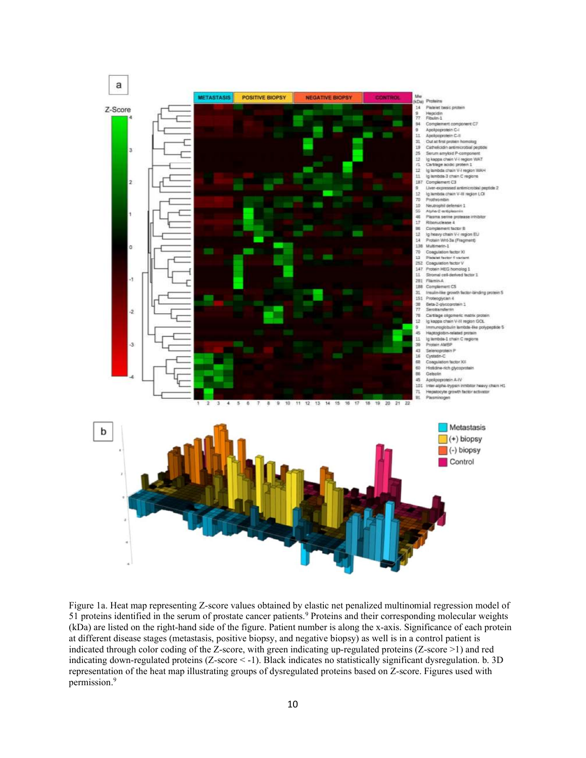a

Z-Score

4

3

2

1

0

-1

-2

-3

-4

METASTASIS

POSITIVE BIOPSY

NEGATIVE BIOPSY

CONTROL

Mw (kDa) Proteins

14 Platelet basic protein
9 Hepcidin
77 Fibulin-1
94 Complement component C7
9 Apolipoprotein C-I
11 Apolipoprotein C-II
31 Out at first protein homolog
19 Cathelicidin antimicrobial peptide
25 Serum amyloid P-component
12 Ig kappa chain V-I region WAT
71 Cartilage acidic protein 1
12 Ig lambda chain V-I region WAH
11 Ig lambda-3 chain C regions
187 Complement C3
9 Liver-expressed antimicrobial peptide 2
12 Ig lambda chain V-III region LOI
70 Prothrombin
10 Neutrophil defensin 1
55 Alpha-2-antiplasmin
46 Plasma serine protease inhibitor
17 Ribonuclease 4
86 Complement factor B
12 Ig heavy chain V-I region EU
14 Protein Wnt-3a (Fragment)
138 Multimerin-1
70 Coagulation factor XI
12 Platelet factor 4 variant
252 Coagulation factor V
147 Protein HEG homolog 1
11 Stromal cell-derived factor 1
281 Filamin-A
188 Complement C5
31 Insulin-like growth factor-binding protein 5
151 Proteoglycan 4
38 Beta-2-glycoprotein 1
77 Serotransferrin
78 Cartilage oligomeric matrix protein
12 Ig kappa chain V-III region GOL
9 Immunoglobulin lambda-like polypeptide 5
45 Haptoglobin-related protein
11 Ig lambda-1 chain C regions
39 Protein AMBP
43 Selenoprotein P
16 Cystatin-C
68 Coagulation factor XII
60 Histidine-rich glycoprotein
86 Gelsolin
45 Apolipoprotein A-IV
101 Inter-alpha-trypsin inhibitor heavy chain H1
71 Hepatocyte growth factor activator
91 Plasminogen

1 2 3 4 5 6 7 8 9 10 11 12 13 14 15 16 17 18 19 20 21 22

b

Metastasis

(+) biopsy

(-) biopsy

Control

Figure 1a. Heat map representing Z-score values obtained by elastic net penalized multinomial regression model of 51 proteins identified in the serum of prostate cancer patients.[9] Proteins and their corresponding molecular weights (kDa) are listed on the right-hand side of the figure. Patient number is along the x-axis. Significance of each protein at different disease stages (metastasis, positive biopsy, and negative biopsy) as well is in a control patient is indicated through color coding of the Z-score, with green indicating up-regulated proteins (Z-score >1) and red indicating down-regulated proteins (Z-score < -1). Black indicates no statistically significant dysregulation. b. 3D representation of the heat map illustrating groups of dysregulated proteins based on Z-score. Figures used with permission.[9]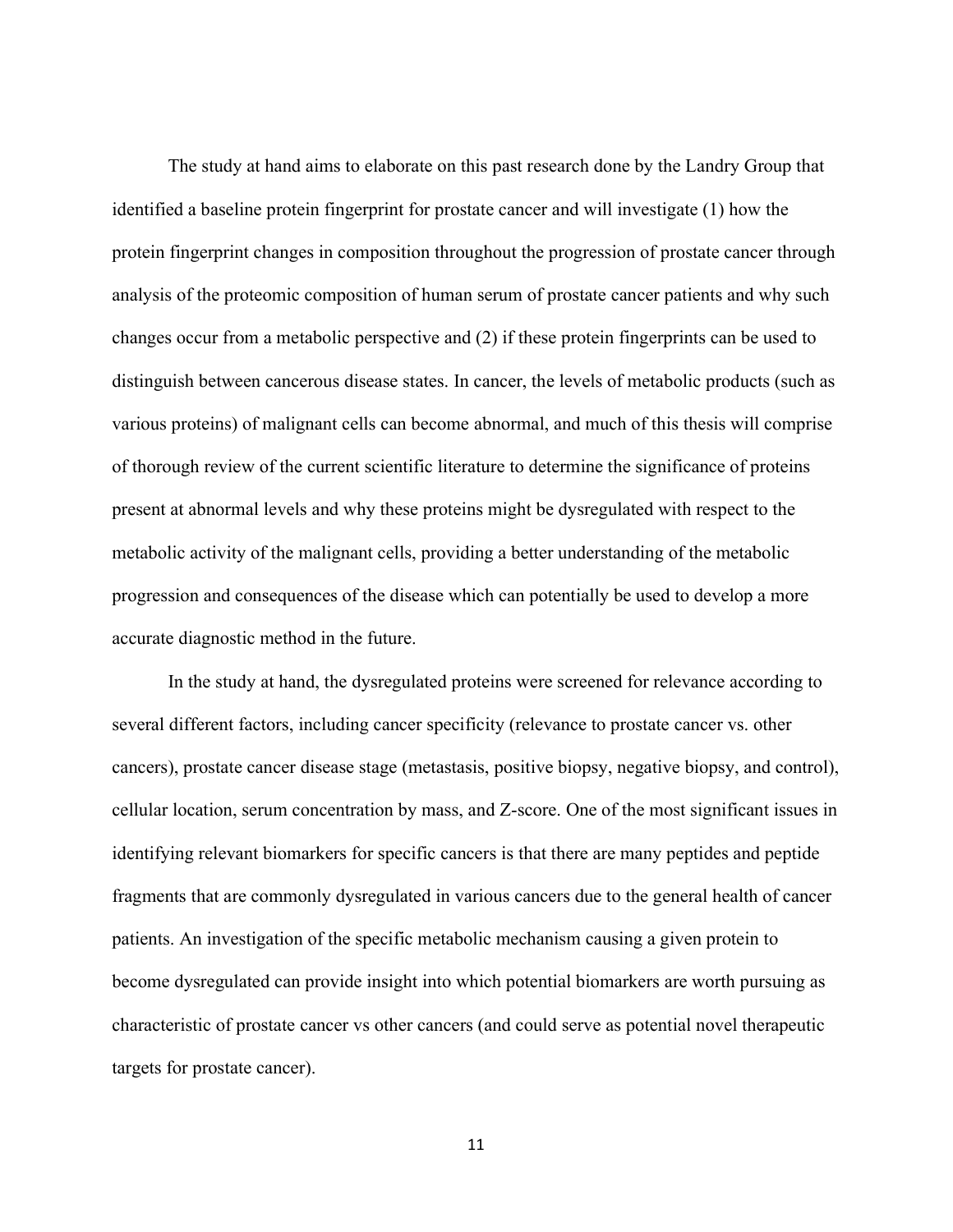The study at hand aims to elaborate on this past research done by the Landry Group that identified a baseline protein fingerprint for prostate cancer and will investigate (1) how the protein fingerprint changes in composition throughout the progression of prostate cancer through analysis of the proteomic composition of human serum of prostate cancer patients and why such changes occur from a metabolic perspective and (2) if these protein fingerprints can be used to distinguish between cancerous disease states. In cancer, the levels of metabolic products (such as various proteins) of malignant cells can become abnormal, and much of this thesis will comprise of thorough review of the current scientific literature to determine the significance of proteins present at abnormal levels and why these proteins might be dysregulated with respect to the metabolic activity of the malignant cells, providing a better understanding of the metabolic progression and consequences of the disease which can potentially be used to develop a more accurate diagnostic method in the future.

In the study at hand, the dysregulated proteins were screened for relevance according to several different factors, including cancer specificity (relevance to prostate cancer vs. other cancers), prostate cancer disease stage (metastasis, positive biopsy, negative biopsy, and control), cellular location, serum concentration by mass, and Z-score. One of the most significant issues in identifying relevant biomarkers for specific cancers is that there are many peptides and peptide fragments that are commonly dysregulated in various cancers due to the general health of cancer patients. An investigation of the specific metabolic mechanism causing a given protein to become dysregulated can provide insight into which potential biomarkers are worth pursuing as characteristic of prostate cancer vs other cancers (and could serve as potential novel therapeutic targets for prostate cancer).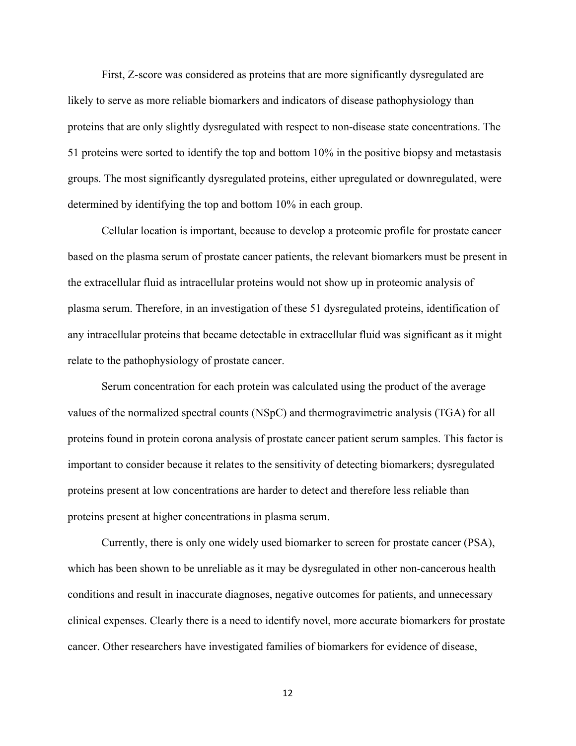First, Z-score was considered as proteins that are more significantly dysregulated are likely to serve as more reliable biomarkers and indicators of disease pathophysiology than proteins that are only slightly dysregulated with respect to non-disease state concentrations. The 51 proteins were sorted to identify the top and bottom 10% in the positive biopsy and metastasis groups. The most significantly dysregulated proteins, either upregulated or downregulated, were determined by identifying the top and bottom 10% in each group.

Cellular location is important, because to develop a proteomic profile for prostate cancer based on the plasma serum of prostate cancer patients, the relevant biomarkers must be present in the extracellular fluid as intracellular proteins would not show up in proteomic analysis of plasma serum. Therefore, in an investigation of these 51 dysregulated proteins, identification of any intracellular proteins that became detectable in extracellular fluid was significant as it might relate to the pathophysiology of prostate cancer.

Serum concentration for each protein was calculated using the product of the average values of the normalized spectral counts (NSpC) and thermogravimetric analysis (TGA) for all proteins found in protein corona analysis of prostate cancer patient serum samples. This factor is important to consider because it relates to the sensitivity of detecting biomarkers; dysregulated proteins present at low concentrations are harder to detect and therefore less reliable than proteins present at higher concentrations in plasma serum.

Currently, there is only one widely used biomarker to screen for prostate cancer (PSA), which has been shown to be unreliable as it may be dysregulated in other non-cancerous health conditions and result in inaccurate diagnoses, negative outcomes for patients, and unnecessary clinical expenses. Clearly there is a need to identify novel, more accurate biomarkers for prostate cancer. Other researchers have investigated families of biomarkers for evidence of disease,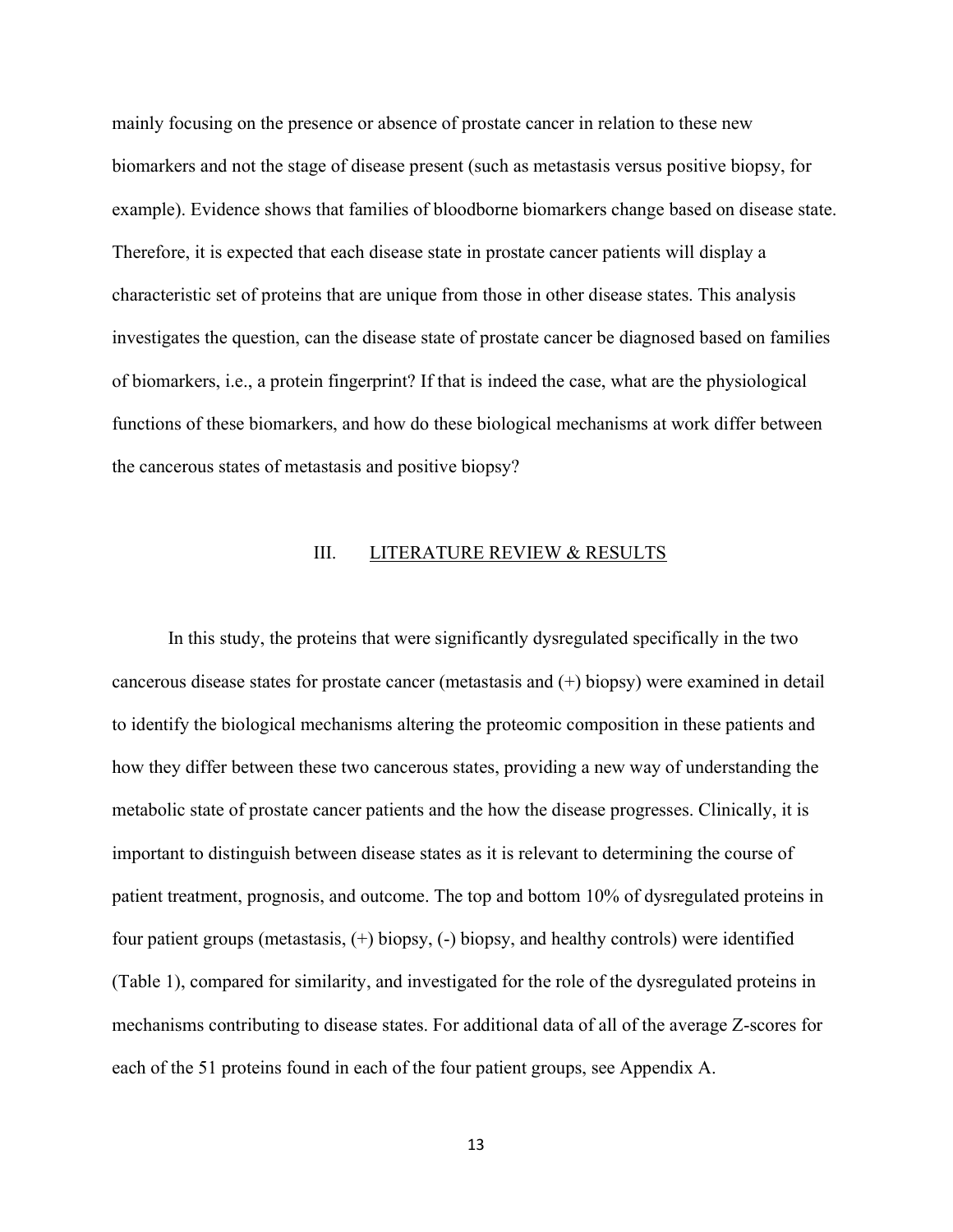mainly focusing on the presence or absence of prostate cancer in relation to these new biomarkers and not the stage of disease present (such as metastasis versus positive biopsy, for example). Evidence shows that families of bloodborne biomarkers change based on disease state. Therefore, it is expected that each disease state in prostate cancer patients will display a characteristic set of proteins that are unique from those in other disease states. This analysis investigates the question, can the disease state of prostate cancer be diagnosed based on families of biomarkers, i.e., a protein fingerprint? If that is indeed the case, what are the physiological functions of these biomarkers, and how do these biological mechanisms at work differ between the cancerous states of metastasis and positive biopsy?

## III. LITERATURE REVIEW & RESULTS

In this study, the proteins that were significantly dysregulated specifically in the two cancerous disease states for prostate cancer (metastasis and (+) biopsy) were examined in detail to identify the biological mechanisms altering the proteomic composition in these patients and how they differ between these two cancerous states, providing a new way of understanding the metabolic state of prostate cancer patients and the how the disease progresses. Clinically, it is important to distinguish between disease states as it is relevant to determining the course of patient treatment, prognosis, and outcome. The top and bottom 10% of dysregulated proteins in four patient groups (metastasis, (+) biopsy, (-) biopsy, and healthy controls) were identified (Table 1), compared for similarity, and investigated for the role of the dysregulated proteins in mechanisms contributing to disease states. For additional data of all of the average Z-scores for each of the 51 proteins found in each of the four patient groups, see Appendix A.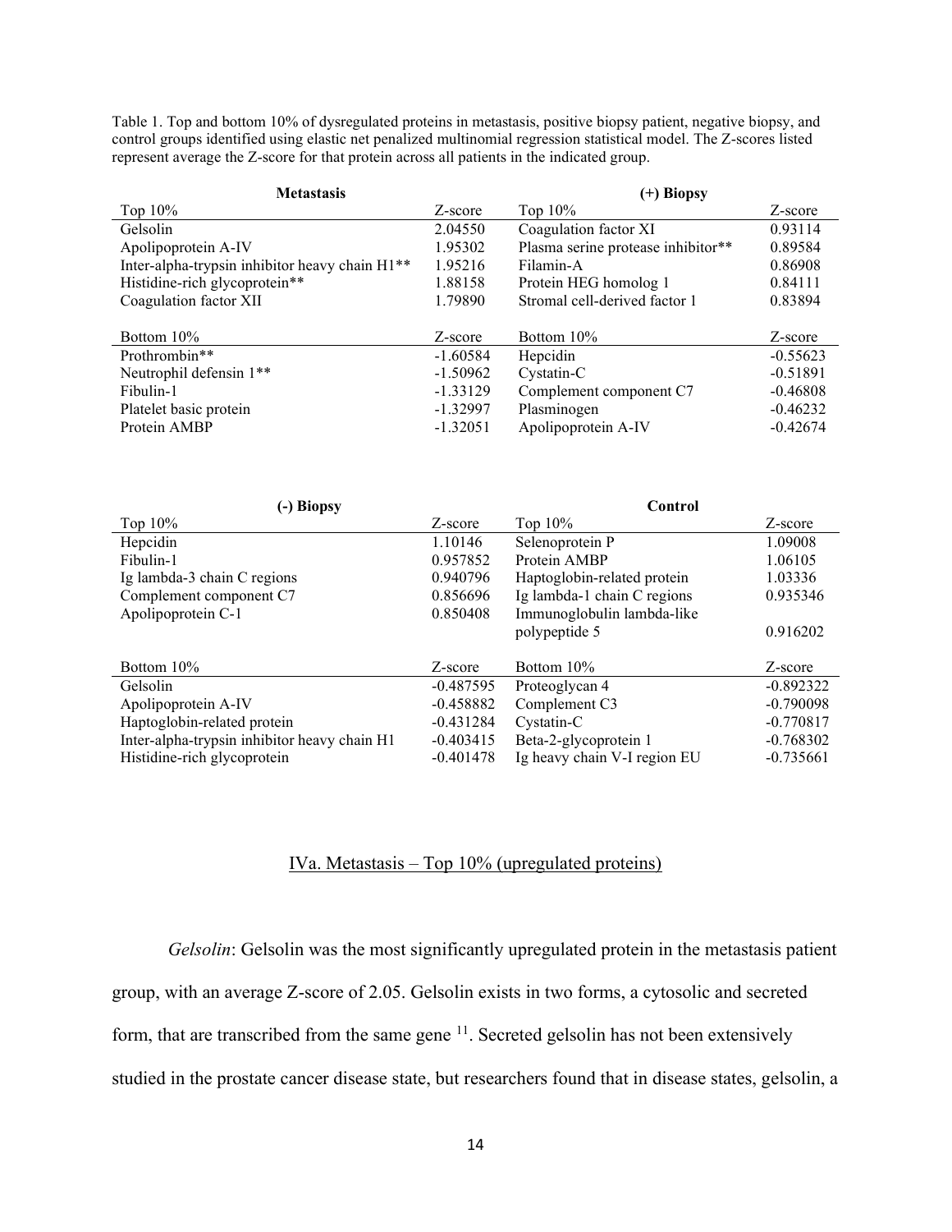Table 1. Top and bottom 10% of dysregulated proteins in metastasis, positive biopsy patient, negative biopsy, and control groups identified using elastic net penalized multinomial regression statistical model. The Z-scores listed represent average the Z-score for that protein across all patients in the indicated group.

| **Metastasis** | | **(+) Biopsy** | |
|---|---|---|---|
| Top 10% | Z-score | Top 10% | Z-score |
| Gelsolin | 2.04550 | Coagulation factor XI | 0.93114 |
| Apolipoprotein A-IV | 1.95302 | Plasma serine protease inhibitor** | 0.89584 |
| Inter-alpha-trypsin inhibitor heavy chain H1** | 1.95216 | Filamin-A | 0.86908 |
| Histidine-rich glycoprotein** | 1.88158 | Protein HEG homolog 1 | 0.84111 |
| Coagulation factor XII | 1.79890 | Stromal cell-derived factor 1 | 0.83894 |
| Bottom 10% | Z-score | Bottom 10% | Z-score |
| Prothrombin** | -1.60584 | Hepcidin | -0.55623 |
| Neutrophil defensin 1** | -1.50962 | Cystatin-C | -0.51891 |
| Fibulin-1 | -1.33129 | Complement component C7 | -0.46808 |
| Platelet basic protein | -1.32997 | Plasminogen | -0.46232 |
| Protein AMBP | -1.32051 | Apolipoprotein A-IV | -0.42674 |

| **(-) Biopsy** | | **Control** | |
|---|---|---|---|
| Top 10% | Z-score | Top 10% | Z-score |
| Hepcidin | 1.10146 | Selenoprotein P | 1.09008 |
| Fibulin-1 | 0.957852 | Protein AMBP | 1.06105 |
| Ig lambda-3 chain C regions | 0.940796 | Haptoglobin-related protein | 1.03336 |
| Complement component C7 | 0.856696 | Ig lambda-1 chain C regions | 0.935346 |
| Apolipoprotein C-1 | 0.850408 | Immunoglobulin lambda-like polypeptide 5 | 0.916202 |
| Bottom 10% | Z-score | Bottom 10% | Z-score |
| Gelsolin | -0.487595 | Proteoglycan 4 | -0.892322 |
| Apolipoprotein A-IV | -0.458882 | Complement C3 | -0.790098 |
| Haptoglobin-related protein | -0.431284 | Cystatin-C | -0.770817 |
| Inter-alpha-trypsin inhibitor heavy chain H1 | -0.403415 | Beta-2-glycoprotein 1 | -0.768302 |
| Histidine-rich glycoprotein | -0.401478 | Ig heavy chain V-I region EU | -0.735661 |

## IVa. Metastasis – Top 10% (upregulated proteins)

*Gelsolin*: Gelsolin was the most significantly upregulated protein in the metastasis patient group, with an average Z-score of 2.05. Gelsolin exists in two forms, a cytosolic and secreted form, that are transcribed from the same gene [11]. Secreted gelsolin has not been extensively studied in the prostate cancer disease state, but researchers found that in disease states, gelsolin, a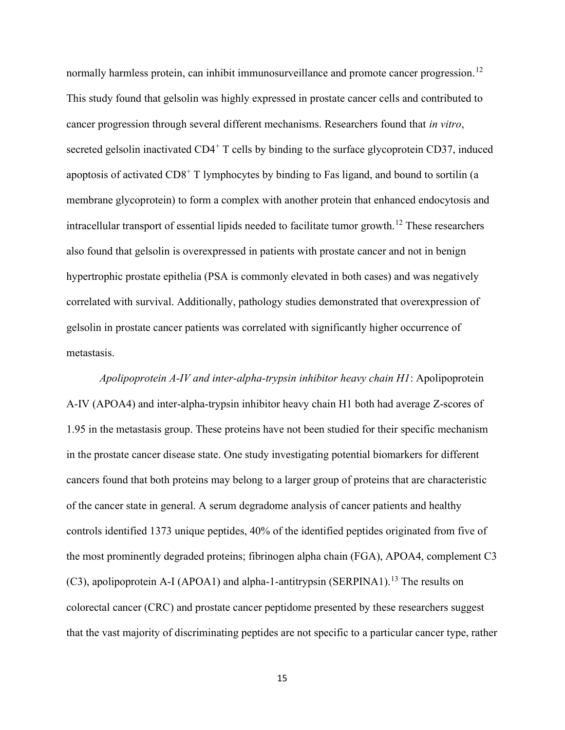normally harmless protein, can inhibit immunosurveillance and promote cancer progression.[12] This study found that gelsolin was highly expressed in prostate cancer cells and contributed to cancer progression through several different mechanisms. Researchers found that *in vitro*, secreted gelsolin inactivated $CD4^+$ T cells by binding to the surface glycoprotein CD37, induced apoptosis of activated $CD8^+$ T lymphocytes by binding to Fas ligand, and bound to sortilin (a membrane glycoprotein) to form a complex with another protein that enhanced endocytosis and intracellular transport of essential lipids needed to facilitate tumor growth.[12] These researchers also found that gelsolin is overexpressed in patients with prostate cancer and not in benign hypertrophic prostate epithelia (PSA is commonly elevated in both cases) and was negatively correlated with survival. Additionally, pathology studies demonstrated that overexpression of gelsolin in prostate cancer patients was correlated with significantly higher occurrence of metastasis.

*Apolipoprotein A-IV and inter-alpha-trypsin inhibitor heavy chain H1*: Apolipoprotein A-IV (APOA4) and inter-alpha-trypsin inhibitor heavy chain H1 both had average Z-scores of 1.95 in the metastasis group. These proteins have not been studied for their specific mechanism in the prostate cancer disease state. One study investigating potential biomarkers for different cancers found that both proteins may belong to a larger group of proteins that are characteristic of the cancer state in general. A serum degradome analysis of cancer patients and healthy controls identified 1373 unique peptides, 40% of the identified peptides originated from five of the most prominently degraded proteins; fibrinogen alpha chain (FGA), APOA4, complement C3 (C3), apolipoprotein A-I (APOA1) and alpha-1-antitrypsin (SERPINA1).[13] The results on colorectal cancer (CRC) and prostate cancer peptidome presented by these researchers suggest that the vast majority of discriminating peptides are not specific to a particular cancer type, rather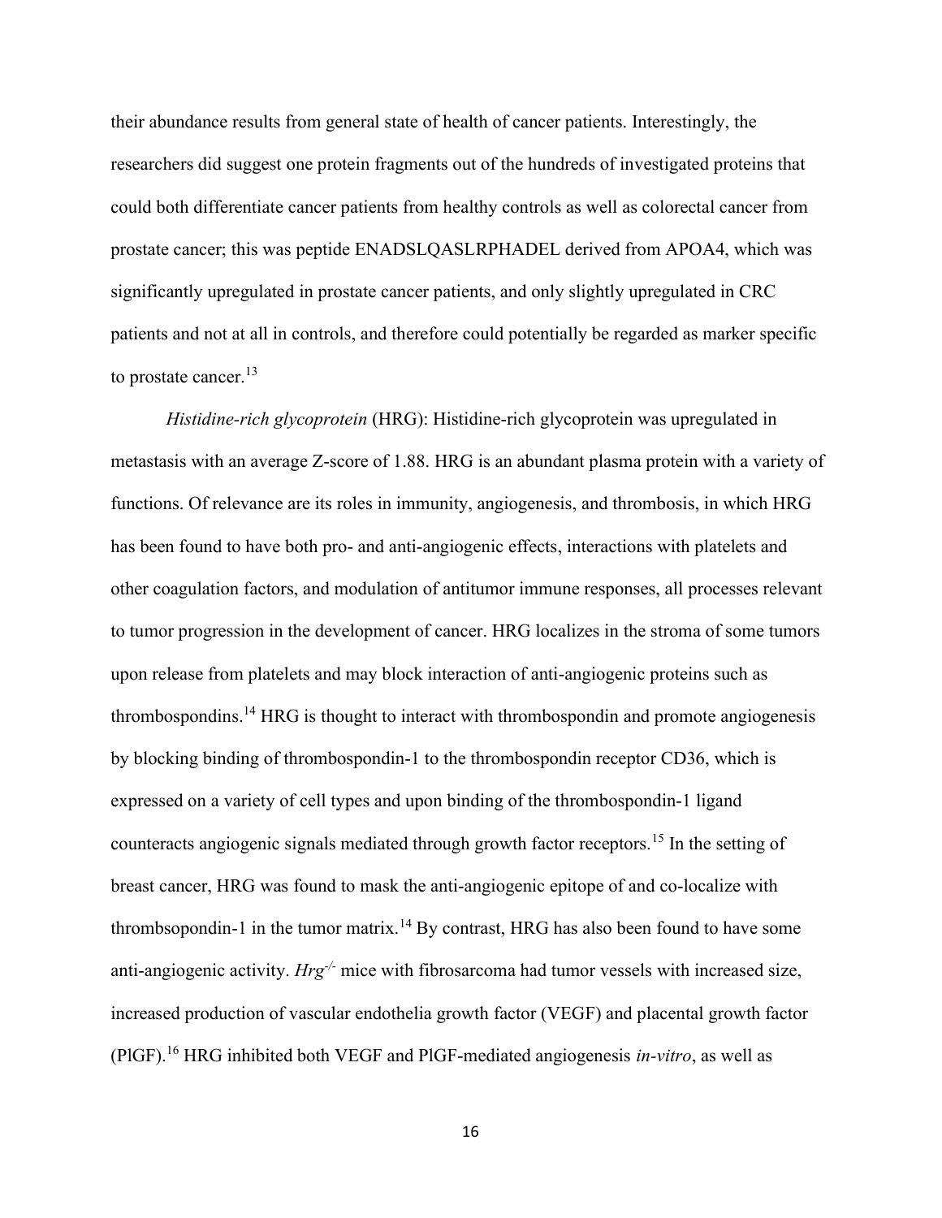their abundance results from general state of health of cancer patients. Interestingly, the researchers did suggest one protein fragments out of the hundreds of investigated proteins that could both differentiate cancer patients from healthy controls as well as colorectal cancer from prostate cancer; this was peptide ENADSLQASLRPHADEL derived from APOA4, which was significantly upregulated in prostate cancer patients, and only slightly upregulated in CRC patients and not at all in controls, and therefore could potentially be regarded as marker specific to prostate cancer.[13]

*Histidine-rich glycoprotein* (HRG): Histidine-rich glycoprotein was upregulated in metastasis with an average Z-score of 1.88. HRG is an abundant plasma protein with a variety of functions. Of relevance are its roles in immunity, angiogenesis, and thrombosis, in which HRG has been found to have both pro- and anti-angiogenic effects, interactions with platelets and other coagulation factors, and modulation of antitumor immune responses, all processes relevant to tumor progression in the development of cancer. HRG localizes in the stroma of some tumors upon release from platelets and may block interaction of anti-angiogenic proteins such as thrombospondins.[14] HRG is thought to interact with thrombospondin and promote angiogenesis by blocking binding of thrombospondin-1 to the thrombospondin receptor CD36, which is expressed on a variety of cell types and upon binding of the thrombospondin-1 ligand counteracts angiogenic signals mediated through growth factor receptors.[15] In the setting of breast cancer, HRG was found to mask the anti-angiogenic epitope of and co-localize with thrombsopondin-1 in the tumor matrix.[14] By contrast, HRG has also been found to have some anti-angiogenic activity. *Hrg*$^{-/-}$ mice with fibrosarcoma had tumor vessels with increased size, increased production of vascular endothelia growth factor (VEGF) and placental growth factor (PlGF).[16] HRG inhibited both VEGF and PlGF-mediated angiogenesis *in-vitro*, as well as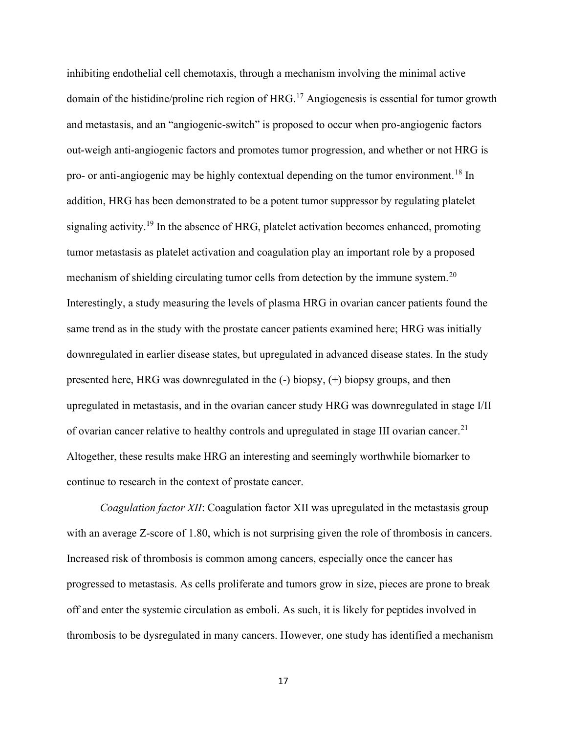inhibiting endothelial cell chemotaxis, through a mechanism involving the minimal active domain of the histidine/proline rich region of HRG.[17] Angiogenesis is essential for tumor growth and metastasis, and an "angiogenic-switch" is proposed to occur when pro-angiogenic factors out-weigh anti-angiogenic factors and promotes tumor progression, and whether or not HRG is pro- or anti-angiogenic may be highly contextual depending on the tumor environment.[18] In addition, HRG has been demonstrated to be a potent tumor suppressor by regulating platelet signaling activity.[19] In the absence of HRG, platelet activation becomes enhanced, promoting tumor metastasis as platelet activation and coagulation play an important role by a proposed mechanism of shielding circulating tumor cells from detection by the immune system.[20] Interestingly, a study measuring the levels of plasma HRG in ovarian cancer patients found the same trend as in the study with the prostate cancer patients examined here; HRG was initially downregulated in earlier disease states, but upregulated in advanced disease states. In the study presented here, HRG was downregulated in the (-) biopsy, (+) biopsy groups, and then upregulated in metastasis, and in the ovarian cancer study HRG was downregulated in stage I/II of ovarian cancer relative to healthy controls and upregulated in stage III ovarian cancer.[21] Altogether, these results make HRG an interesting and seemingly worthwhile biomarker to continue to research in the context of prostate cancer.

*Coagulation factor XII*: Coagulation factor XII was upregulated in the metastasis group with an average Z-score of 1.80, which is not surprising given the role of thrombosis in cancers. Increased risk of thrombosis is common among cancers, especially once the cancer has progressed to metastasis. As cells proliferate and tumors grow in size, pieces are prone to break off and enter the systemic circulation as emboli. As such, it is likely for peptides involved in thrombosis to be dysregulated in many cancers. However, one study has identified a mechanism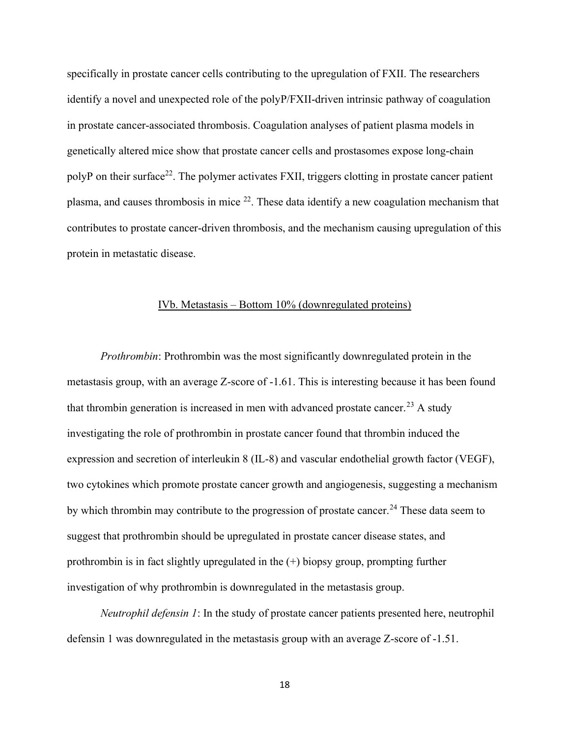specifically in prostate cancer cells contributing to the upregulation of FXII. The researchers identify a novel and unexpected role of the polyP/FXII-driven intrinsic pathway of coagulation in prostate cancer-associated thrombosis. Coagulation analyses of patient plasma models in genetically altered mice show that prostate cancer cells and prostasomes expose long-chain polyP on their surface[22]. The polymer activates FXII, triggers clotting in prostate cancer patient plasma, and causes thrombosis in mice [22]. These data identify a new coagulation mechanism that contributes to prostate cancer-driven thrombosis, and the mechanism causing upregulation of this protein in metastatic disease.

## IVb. Metastasis – Bottom 10% (downregulated proteins)

*Prothrombin*: Prothrombin was the most significantly downregulated protein in the metastasis group, with an average Z-score of -1.61. This is interesting because it has been found that thrombin generation is increased in men with advanced prostate cancer.[23] A study investigating the role of prothrombin in prostate cancer found that thrombin induced the expression and secretion of interleukin 8 (IL-8) and vascular endothelial growth factor (VEGF), two cytokines which promote prostate cancer growth and angiogenesis, suggesting a mechanism by which thrombin may contribute to the progression of prostate cancer.[24] These data seem to suggest that prothrombin should be upregulated in prostate cancer disease states, and prothrombin is in fact slightly upregulated in the (+) biopsy group, prompting further investigation of why prothrombin is downregulated in the metastasis group.

*Neutrophil defensin 1*: In the study of prostate cancer patients presented here, neutrophil defensin 1 was downregulated in the metastasis group with an average Z-score of -1.51.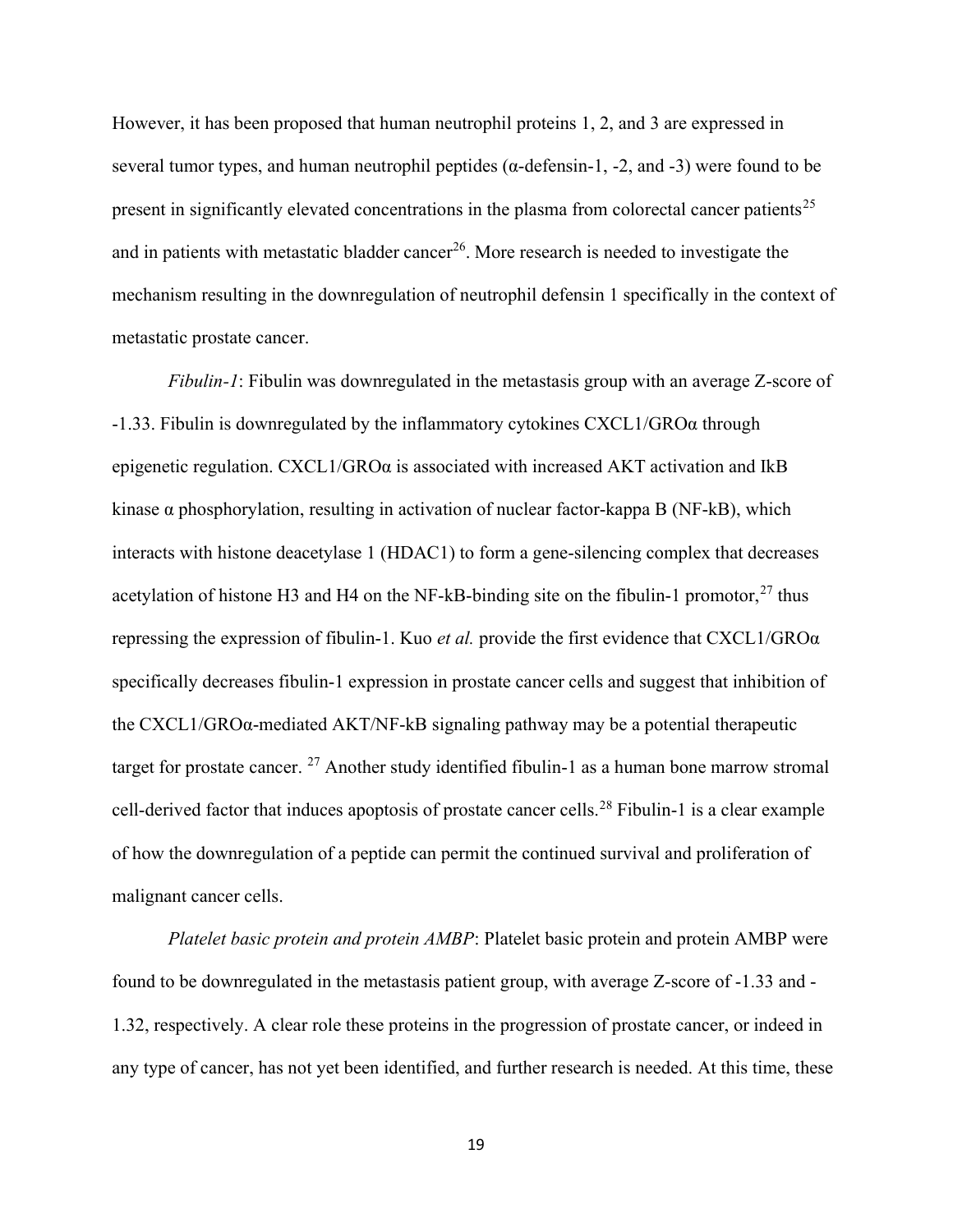However, it has been proposed that human neutrophil proteins 1, 2, and 3 are expressed in several tumor types, and human neutrophil peptides (α-defensin-1, -2, and -3) were found to be present in significantly elevated concentrations in the plasma from colorectal cancer patients[25] and in patients with metastatic bladder cancer[26]. More research is needed to investigate the mechanism resulting in the downregulation of neutrophil defensin 1 specifically in the context of metastatic prostate cancer.

*Fibulin-1*: Fibulin was downregulated in the metastasis group with an average Z-score of -1.33. Fibulin is downregulated by the inflammatory cytokines CXCL1/GROα through epigenetic regulation. CXCL1/GROα is associated with increased AKT activation and IkB kinase α phosphorylation, resulting in activation of nuclear factor-kappa B (NF-kB), which interacts with histone deacetylase 1 (HDAC1) to form a gene-silencing complex that decreases acetylation of histone H3 and H4 on the NF-kB-binding site on the fibulin-1 promotor,[27] thus repressing the expression of fibulin-1. Kuo *et al.* provide the first evidence that CXCL1/GROα specifically decreases fibulin-1 expression in prostate cancer cells and suggest that inhibition of the CXCL1/GROα-mediated AKT/NF-kB signaling pathway may be a potential therapeutic target for prostate cancer. [27] Another study identified fibulin-1 as a human bone marrow stromal cell-derived factor that induces apoptosis of prostate cancer cells.[28] Fibulin-1 is a clear example of how the downregulation of a peptide can permit the continued survival and proliferation of malignant cancer cells.

*Platelet basic protein and protein AMBP*: Platelet basic protein and protein AMBP were found to be downregulated in the metastasis patient group, with average Z-score of -1.33 and -1.32, respectively. A clear role these proteins in the progression of prostate cancer, or indeed in any type of cancer, has not yet been identified, and further research is needed. At this time, these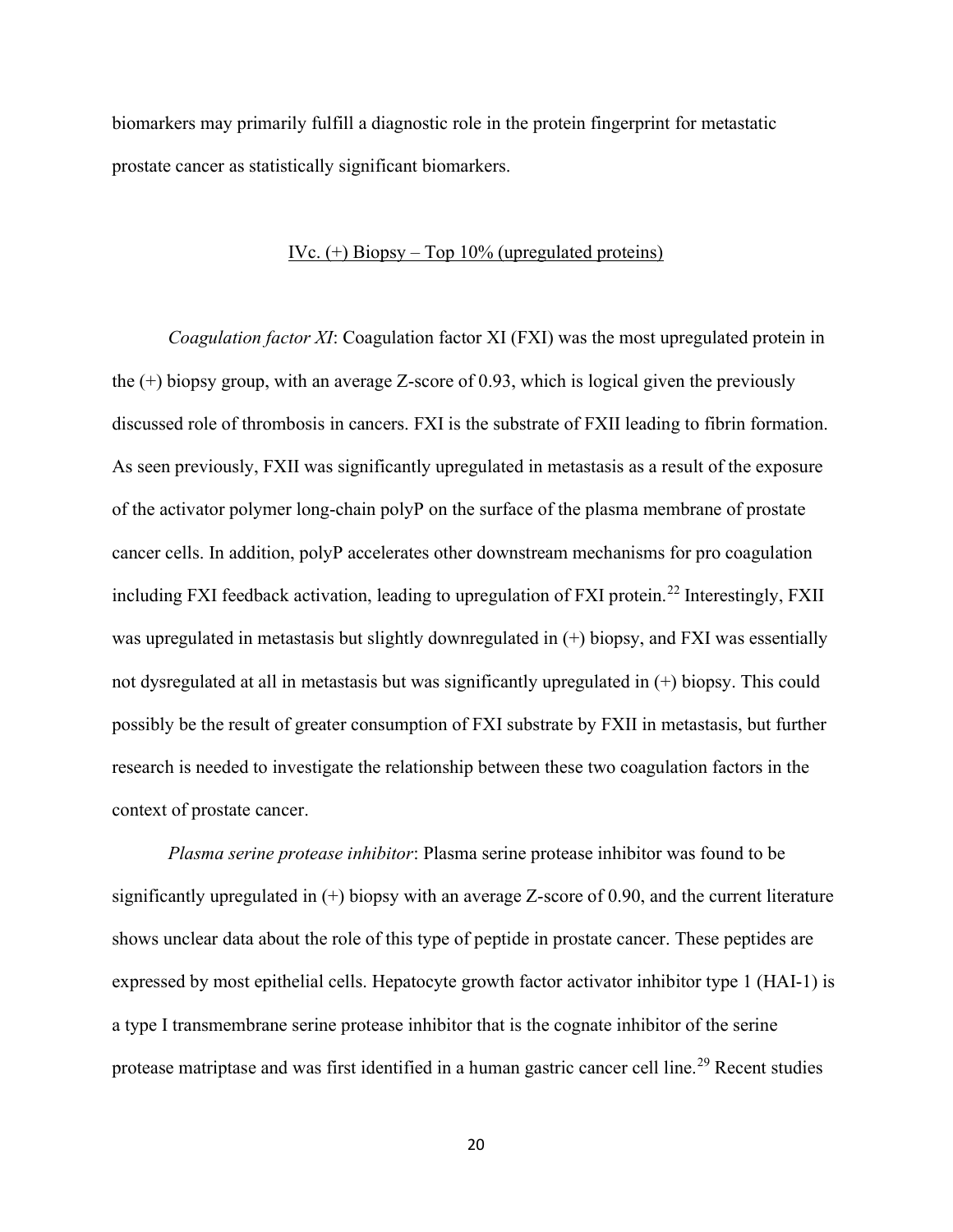biomarkers may primarily fulfill a diagnostic role in the protein fingerprint for metastatic prostate cancer as statistically significant biomarkers.

### IVc. (+) Biopsy – Top 10% (upregulated proteins)

*Coagulation factor XI*: Coagulation factor XI (FXI) was the most upregulated protein in the (+) biopsy group, with an average Z-score of 0.93, which is logical given the previously discussed role of thrombosis in cancers. FXI is the substrate of FXII leading to fibrin formation. As seen previously, FXII was significantly upregulated in metastasis as a result of the exposure of the activator polymer long-chain polyP on the surface of the plasma membrane of prostate cancer cells. In addition, polyP accelerates other downstream mechanisms for pro coagulation including FXI feedback activation, leading to upregulation of FXI protein.[22] Interestingly, FXII was upregulated in metastasis but slightly downregulated in (+) biopsy, and FXI was essentially not dysregulated at all in metastasis but was significantly upregulated in (+) biopsy. This could possibly be the result of greater consumption of FXI substrate by FXII in metastasis, but further research is needed to investigate the relationship between these two coagulation factors in the context of prostate cancer.

*Plasma serine protease inhibitor*: Plasma serine protease inhibitor was found to be significantly upregulated in (+) biopsy with an average Z-score of 0.90, and the current literature shows unclear data about the role of this type of peptide in prostate cancer. These peptides are expressed by most epithelial cells. Hepatocyte growth factor activator inhibitor type 1 (HAI-1) is a type I transmembrane serine protease inhibitor that is the cognate inhibitor of the serine protease matriptase and was first identified in a human gastric cancer cell line.[29] Recent studies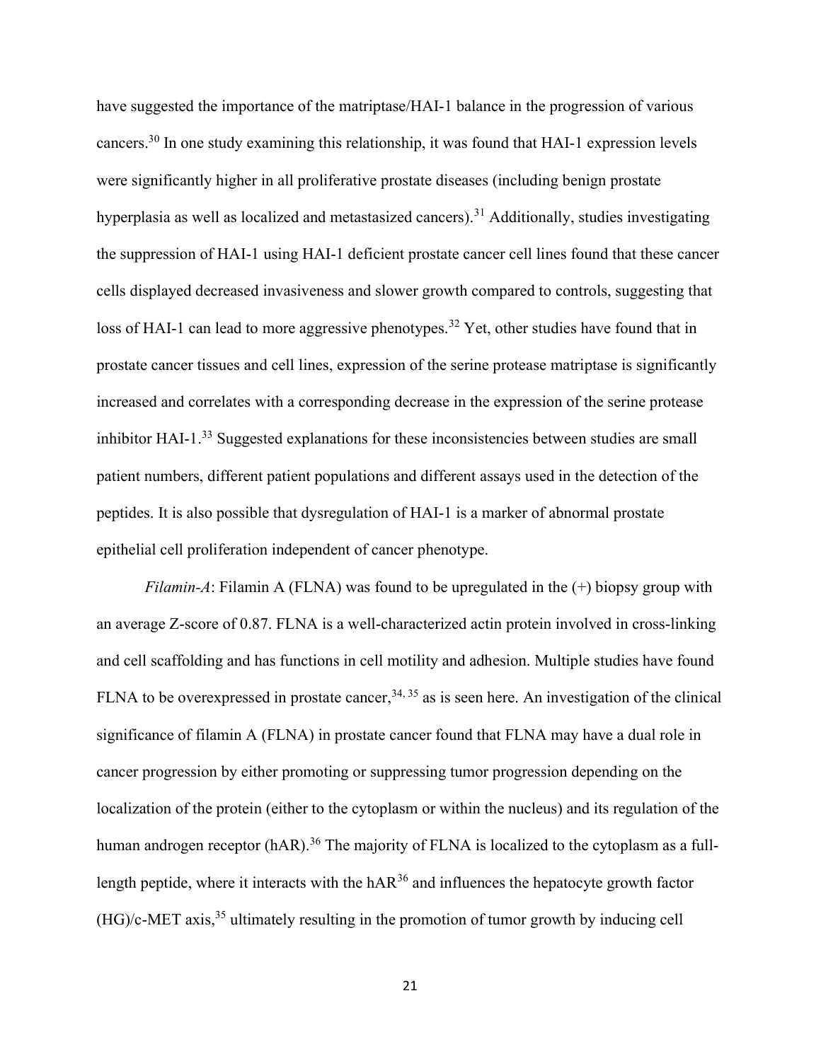have suggested the importance of the matriptase/HAI-1 balance in the progression of various cancers.[30] In one study examining this relationship, it was found that HAI-1 expression levels were significantly higher in all proliferative prostate diseases (including benign prostate hyperplasia as well as localized and metastasized cancers).[31] Additionally, studies investigating the suppression of HAI-1 using HAI-1 deficient prostate cancer cell lines found that these cancer cells displayed decreased invasiveness and slower growth compared to controls, suggesting that loss of HAI-1 can lead to more aggressive phenotypes.[32] Yet, other studies have found that in prostate cancer tissues and cell lines, expression of the serine protease matriptase is significantly increased and correlates with a corresponding decrease in the expression of the serine protease inhibitor HAI-1.[33] Suggested explanations for these inconsistencies between studies are small patient numbers, different patient populations and different assays used in the detection of the peptides. It is also possible that dysregulation of HAI-1 is a marker of abnormal prostate epithelial cell proliferation independent of cancer phenotype.

*Filamin-A*: Filamin A (FLNA) was found to be upregulated in the (+) biopsy group with an average Z-score of 0.87. FLNA is a well-characterized actin protein involved in cross-linking and cell scaffolding and has functions in cell motility and adhesion. Multiple studies have found FLNA to be overexpressed in prostate cancer,[34, 35] as is seen here. An investigation of the clinical significance of filamin A (FLNA) in prostate cancer found that FLNA may have a dual role in cancer progression by either promoting or suppressing tumor progression depending on the localization of the protein (either to the cytoplasm or within the nucleus) and its regulation of the human androgen receptor (hAR).[36] The majority of FLNA is localized to the cytoplasm as a full-length peptide, where it interacts with the hAR[36] and influences the hepatocyte growth factor (HG)/c-MET axis,[35] ultimately resulting in the promotion of tumor growth by inducing cell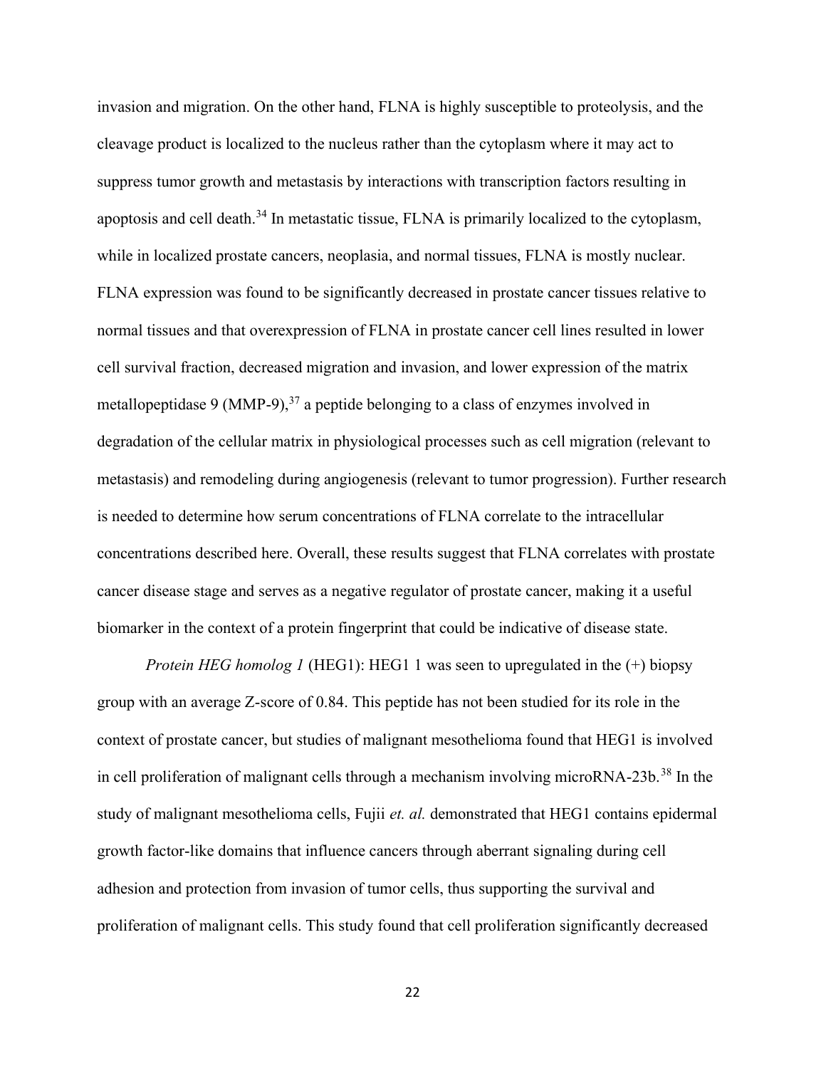invasion and migration. On the other hand, FLNA is highly susceptible to proteolysis, and the cleavage product is localized to the nucleus rather than the cytoplasm where it may act to suppress tumor growth and metastasis by interactions with transcription factors resulting in apoptosis and cell death.[34] In metastatic tissue, FLNA is primarily localized to the cytoplasm, while in localized prostate cancers, neoplasia, and normal tissues, FLNA is mostly nuclear. FLNA expression was found to be significantly decreased in prostate cancer tissues relative to normal tissues and that overexpression of FLNA in prostate cancer cell lines resulted in lower cell survival fraction, decreased migration and invasion, and lower expression of the matrix metallopeptidase 9 (MMP-9),[37] a peptide belonging to a class of enzymes involved in degradation of the cellular matrix in physiological processes such as cell migration (relevant to metastasis) and remodeling during angiogenesis (relevant to tumor progression). Further research is needed to determine how serum concentrations of FLNA correlate to the intracellular concentrations described here. Overall, these results suggest that FLNA correlates with prostate cancer disease stage and serves as a negative regulator of prostate cancer, making it a useful biomarker in the context of a protein fingerprint that could be indicative of disease state.

*Protein HEG homolog 1* (HEG1): HEG1 1 was seen to upregulated in the (+) biopsy group with an average Z-score of 0.84. This peptide has not been studied for its role in the context of prostate cancer, but studies of malignant mesothelioma found that HEG1 is involved in cell proliferation of malignant cells through a mechanism involving microRNA-23b.[38] In the study of malignant mesothelioma cells, Fujii *et. al.* demonstrated that HEG1 contains epidermal growth factor-like domains that influence cancers through aberrant signaling during cell adhesion and protection from invasion of tumor cells, thus supporting the survival and proliferation of malignant cells. This study found that cell proliferation significantly decreased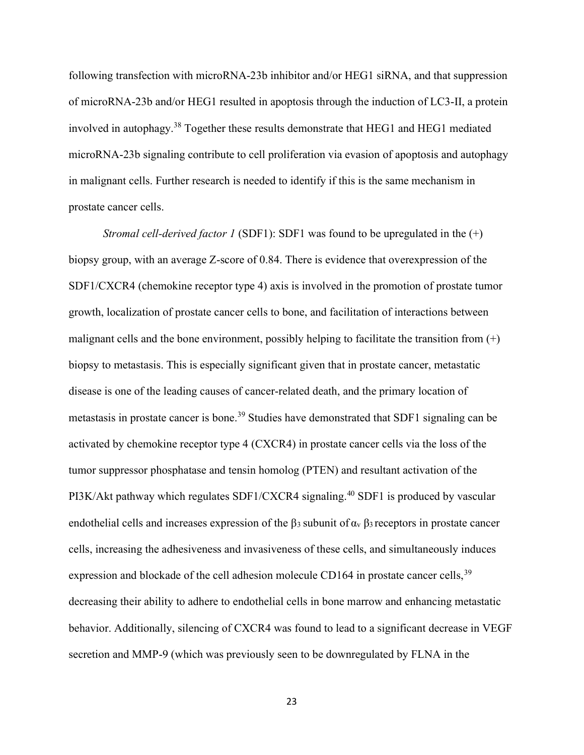following transfection with microRNA-23b inhibitor and/or HEG1 siRNA, and that suppression of microRNA-23b and/or HEG1 resulted in apoptosis through the induction of LC3-II, a protein involved in autophagy.[38] Together these results demonstrate that HEG1 and HEG1 mediated microRNA-23b signaling contribute to cell proliferation via evasion of apoptosis and autophagy in malignant cells. Further research is needed to identify if this is the same mechanism in prostate cancer cells.

*Stromal cell-derived factor 1* (SDF1): SDF1 was found to be upregulated in the (+) biopsy group, with an average Z-score of 0.84. There is evidence that overexpression of the SDF1/CXCR4 (chemokine receptor type 4) axis is involved in the promotion of prostate tumor growth, localization of prostate cancer cells to bone, and facilitation of interactions between malignant cells and the bone environment, possibly helping to facilitate the transition from (+) biopsy to metastasis. This is especially significant given that in prostate cancer, metastatic disease is one of the leading causes of cancer-related death, and the primary location of metastasis in prostate cancer is bone.[39] Studies have demonstrated that SDF1 signaling can be activated by chemokine receptor type 4 (CXCR4) in prostate cancer cells via the loss of the tumor suppressor phosphatase and tensin homolog (PTEN) and resultant activation of the PI3K/Akt pathway which regulates SDF1/CXCR4 signaling.[40] SDF1 is produced by vascular endothelial cells and increases expression of the $\beta_3$ subunit of $\alpha_v$ $\beta_3$ receptors in prostate cancer cells, increasing the adhesiveness and invasiveness of these cells, and simultaneously induces expression and blockade of the cell adhesion molecule CD164 in prostate cancer cells,[39] decreasing their ability to adhere to endothelial cells in bone marrow and enhancing metastatic behavior. Additionally, silencing of CXCR4 was found to lead to a significant decrease in VEGF secretion and MMP-9 (which was previously seen to be downregulated by FLNA in the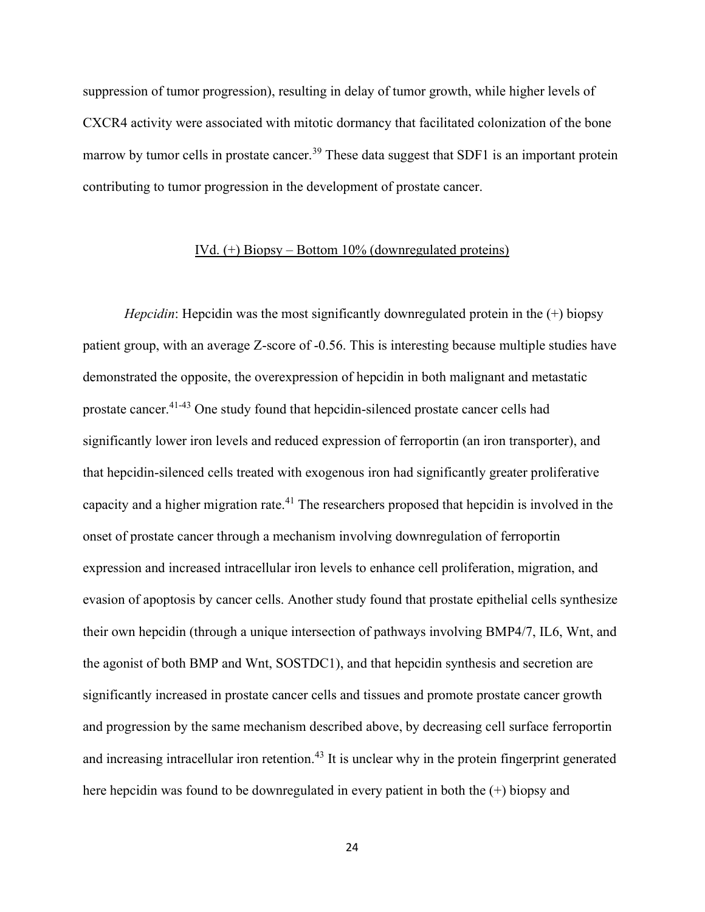suppression of tumor progression), resulting in delay of tumor growth, while higher levels of CXCR4 activity were associated with mitotic dormancy that facilitated colonization of the bone marrow by tumor cells in prostate cancer.[39] These data suggest that SDF1 is an important protein contributing to tumor progression in the development of prostate cancer.

### IVd. (+) Biopsy – Bottom 10% (downregulated proteins)

*Hepcidin*: Hepcidin was the most significantly downregulated protein in the (+) biopsy patient group, with an average Z-score of -0.56. This is interesting because multiple studies have demonstrated the opposite, the overexpression of hepcidin in both malignant and metastatic prostate cancer.[41-43] One study found that hepcidin-silenced prostate cancer cells had significantly lower iron levels and reduced expression of ferroportin (an iron transporter), and that hepcidin-silenced cells treated with exogenous iron had significantly greater proliferative capacity and a higher migration rate.[41] The researchers proposed that hepcidin is involved in the onset of prostate cancer through a mechanism involving downregulation of ferroportin expression and increased intracellular iron levels to enhance cell proliferation, migration, and evasion of apoptosis by cancer cells. Another study found that prostate epithelial cells synthesize their own hepcidin (through a unique intersection of pathways involving BMP4/7, IL6, Wnt, and the agonist of both BMP and Wnt, SOSTDC1), and that hepcidin synthesis and secretion are significantly increased in prostate cancer cells and tissues and promote prostate cancer growth and progression by the same mechanism described above, by decreasing cell surface ferroportin and increasing intracellular iron retention.[43] It is unclear why in the protein fingerprint generated here hepcidin was found to be downregulated in every patient in both the (+) biopsy and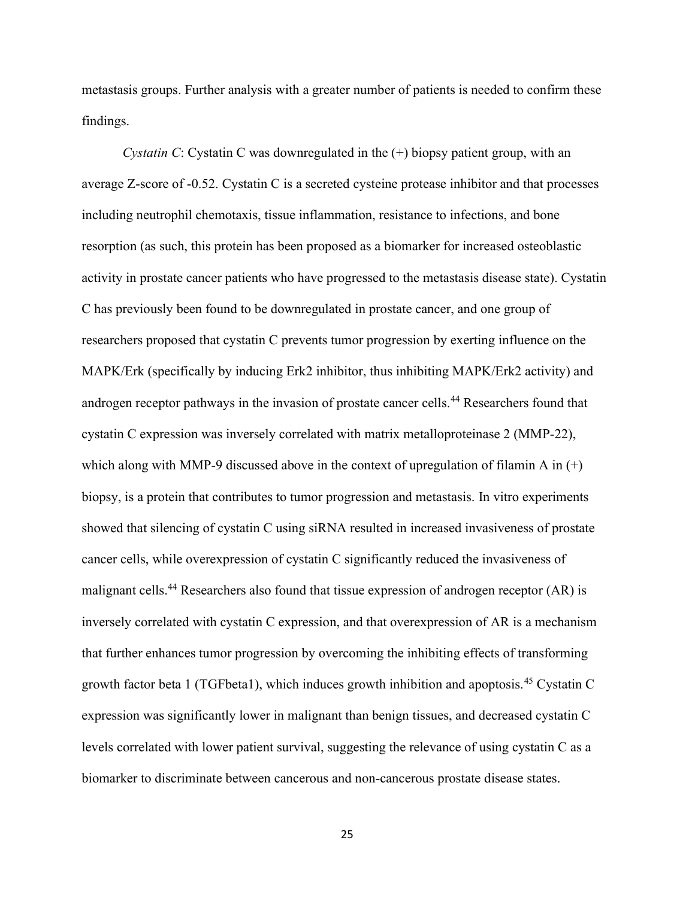metastasis groups. Further analysis with a greater number of patients is needed to confirm these findings.

*Cystatin C*: Cystatin C was downregulated in the (+) biopsy patient group, with an average Z-score of -0.52. Cystatin C is a secreted cysteine protease inhibitor and that processes including neutrophil chemotaxis, tissue inflammation, resistance to infections, and bone resorption (as such, this protein has been proposed as a biomarker for increased osteoblastic activity in prostate cancer patients who have progressed to the metastasis disease state). Cystatin C has previously been found to be downregulated in prostate cancer, and one group of researchers proposed that cystatin C prevents tumor progression by exerting influence on the MAPK/Erk (specifically by inducing Erk2 inhibitor, thus inhibiting MAPK/Erk2 activity) and androgen receptor pathways in the invasion of prostate cancer cells.[44] Researchers found that cystatin C expression was inversely correlated with matrix metalloproteinase 2 (MMP-22), which along with MMP-9 discussed above in the context of upregulation of filamin A in (+) biopsy, is a protein that contributes to tumor progression and metastasis. In vitro experiments showed that silencing of cystatin C using siRNA resulted in increased invasiveness of prostate cancer cells, while overexpression of cystatin C significantly reduced the invasiveness of malignant cells.[44] Researchers also found that tissue expression of androgen receptor (AR) is inversely correlated with cystatin C expression, and that overexpression of AR is a mechanism that further enhances tumor progression by overcoming the inhibiting effects of transforming growth factor beta 1 (TGFbeta1), which induces growth inhibition and apoptosis.[45] Cystatin C expression was significantly lower in malignant than benign tissues, and decreased cystatin C levels correlated with lower patient survival, suggesting the relevance of using cystatin C as a biomarker to discriminate between cancerous and non-cancerous prostate disease states.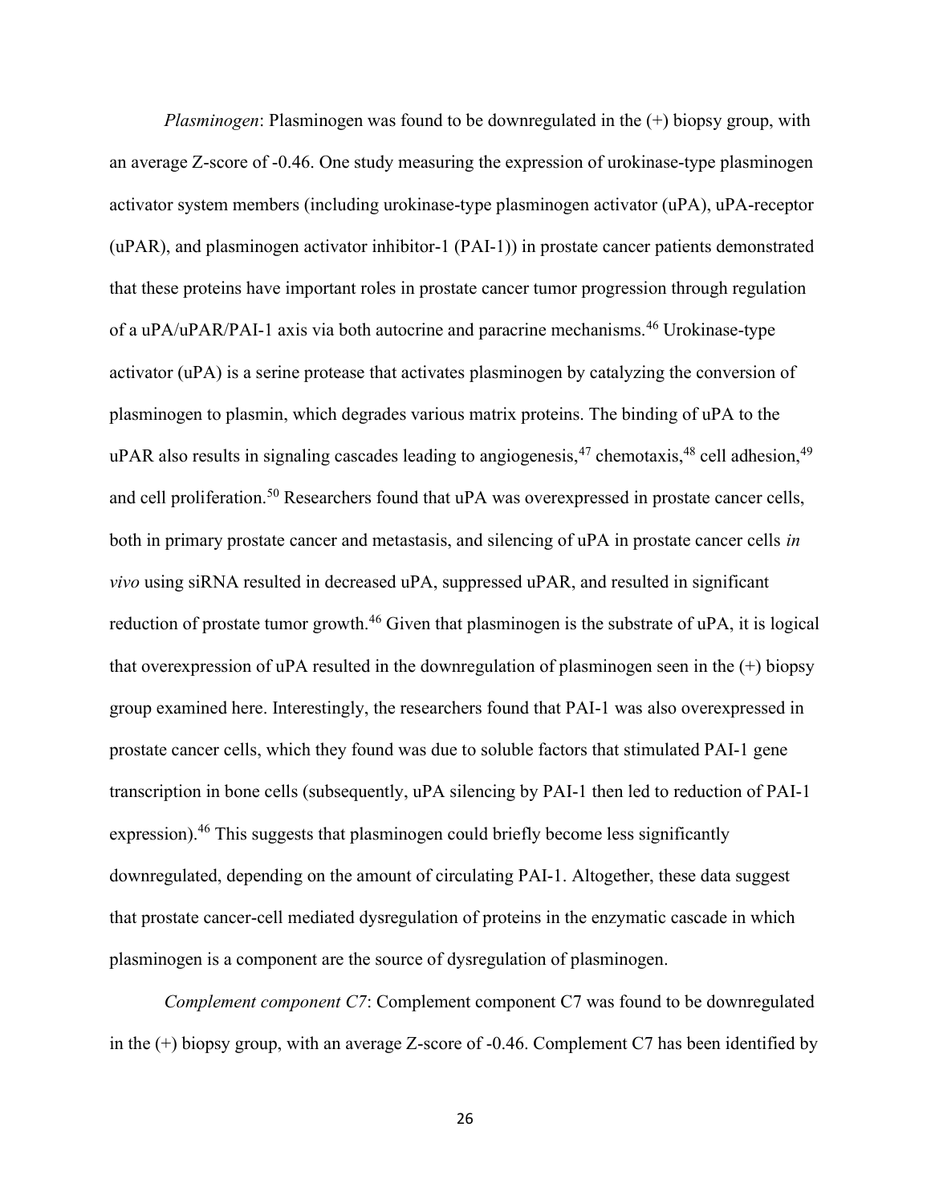*Plasminogen*: Plasminogen was found to be downregulated in the (+) biopsy group, with an average Z-score of -0.46. One study measuring the expression of urokinase-type plasminogen activator system members (including urokinase-type plasminogen activator (uPA), uPA-receptor (uPAR), and plasminogen activator inhibitor-1 (PAI-1)) in prostate cancer patients demonstrated that these proteins have important roles in prostate cancer tumor progression through regulation of a uPA/uPAR/PAI-1 axis via both autocrine and paracrine mechanisms.[46] Urokinase-type activator (uPA) is a serine protease that activates plasminogen by catalyzing the conversion of plasminogen to plasmin, which degrades various matrix proteins. The binding of uPA to the uPAR also results in signaling cascades leading to angiogenesis,[47] chemotaxis,[48] cell adhesion,[49] and cell proliferation.[50] Researchers found that uPA was overexpressed in prostate cancer cells, both in primary prostate cancer and metastasis, and silencing of uPA in prostate cancer cells *in vivo* using siRNA resulted in decreased uPA, suppressed uPAR, and resulted in significant reduction of prostate tumor growth.[46] Given that plasminogen is the substrate of uPA, it is logical that overexpression of uPA resulted in the downregulation of plasminogen seen in the (+) biopsy group examined here. Interestingly, the researchers found that PAI-1 was also overexpressed in prostate cancer cells, which they found was due to soluble factors that stimulated PAI-1 gene transcription in bone cells (subsequently, uPA silencing by PAI-1 then led to reduction of PAI-1 expression).[46] This suggests that plasminogen could briefly become less significantly downregulated, depending on the amount of circulating PAI-1. Altogether, these data suggest that prostate cancer-cell mediated dysregulation of proteins in the enzymatic cascade in which plasminogen is a component are the source of dysregulation of plasminogen.

*Complement component C7*: Complement component C7 was found to be downregulated in the (+) biopsy group, with an average Z-score of -0.46. Complement C7 has been identified by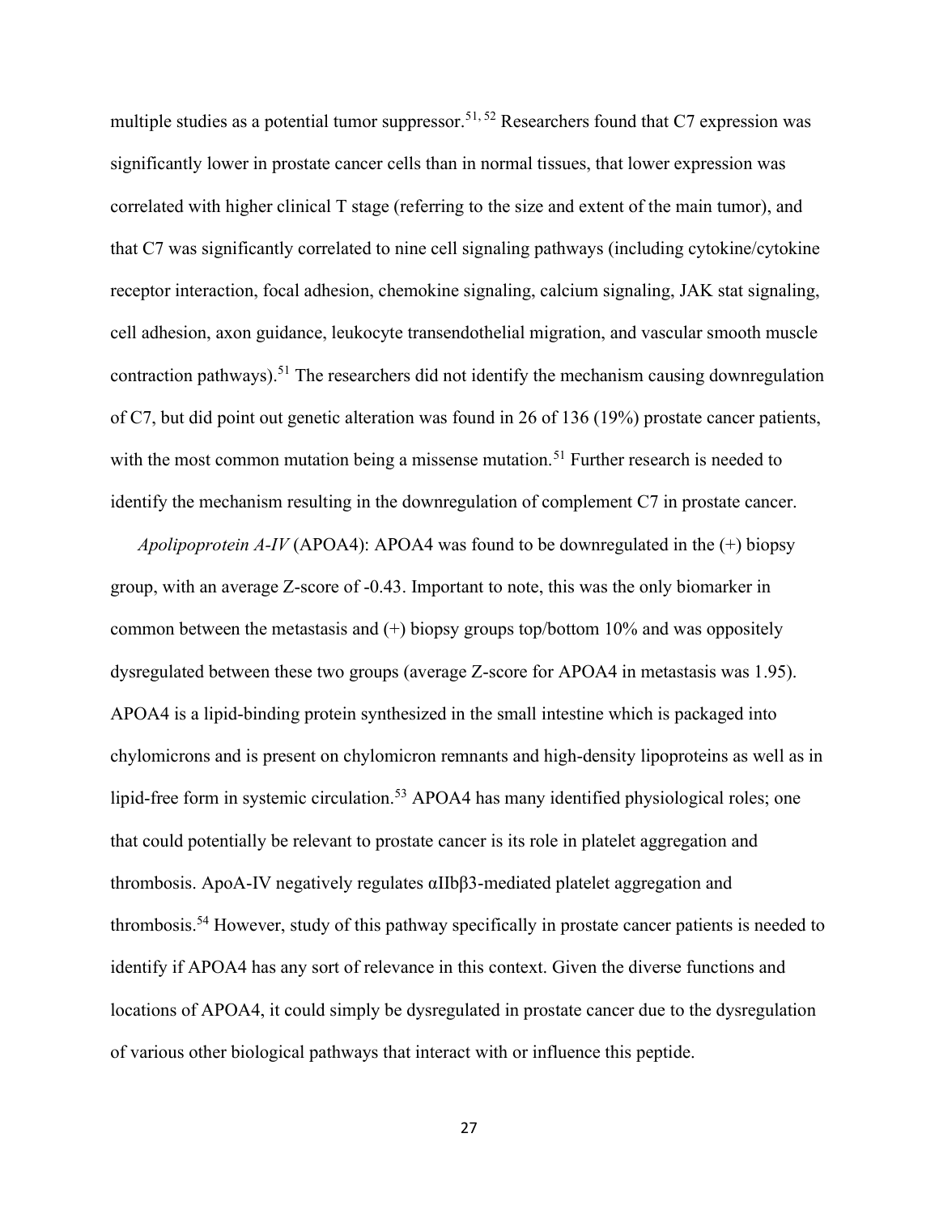multiple studies as a potential tumor suppressor.[51, 52] Researchers found that C7 expression was significantly lower in prostate cancer cells than in normal tissues, that lower expression was correlated with higher clinical T stage (referring to the size and extent of the main tumor), and that C7 was significantly correlated to nine cell signaling pathways (including cytokine/cytokine receptor interaction, focal adhesion, chemokine signaling, calcium signaling, JAK stat signaling, cell adhesion, axon guidance, leukocyte transendothelial migration, and vascular smooth muscle contraction pathways).[51] The researchers did not identify the mechanism causing downregulation of C7, but did point out genetic alteration was found in 26 of 136 (19%) prostate cancer patients, with the most common mutation being a missense mutation.[51] Further research is needed to identify the mechanism resulting in the downregulation of complement C7 in prostate cancer.

*Apolipoprotein A-IV* (APOA4): APOA4 was found to be downregulated in the (+) biopsy group, with an average Z-score of -0.43. Important to note, this was the only biomarker in common between the metastasis and (+) biopsy groups top/bottom 10% and was oppositely dysregulated between these two groups (average Z-score for APOA4 in metastasis was 1.95). APOA4 is a lipid-binding protein synthesized in the small intestine which is packaged into chylomicrons and is present on chylomicron remnants and high-density lipoproteins as well as in lipid-free form in systemic circulation.[53] APOA4 has many identified physiological roles; one that could potentially be relevant to prostate cancer is its role in platelet aggregation and thrombosis. ApoA-IV negatively regulates $\alpha IIb\beta 3$-mediated platelet aggregation and thrombosis.[54] However, study of this pathway specifically in prostate cancer patients is needed to identify if APOA4 has any sort of relevance in this context. Given the diverse functions and locations of APOA4, it could simply be dysregulated in prostate cancer due to the dysregulation of various other biological pathways that interact with or influence this peptide.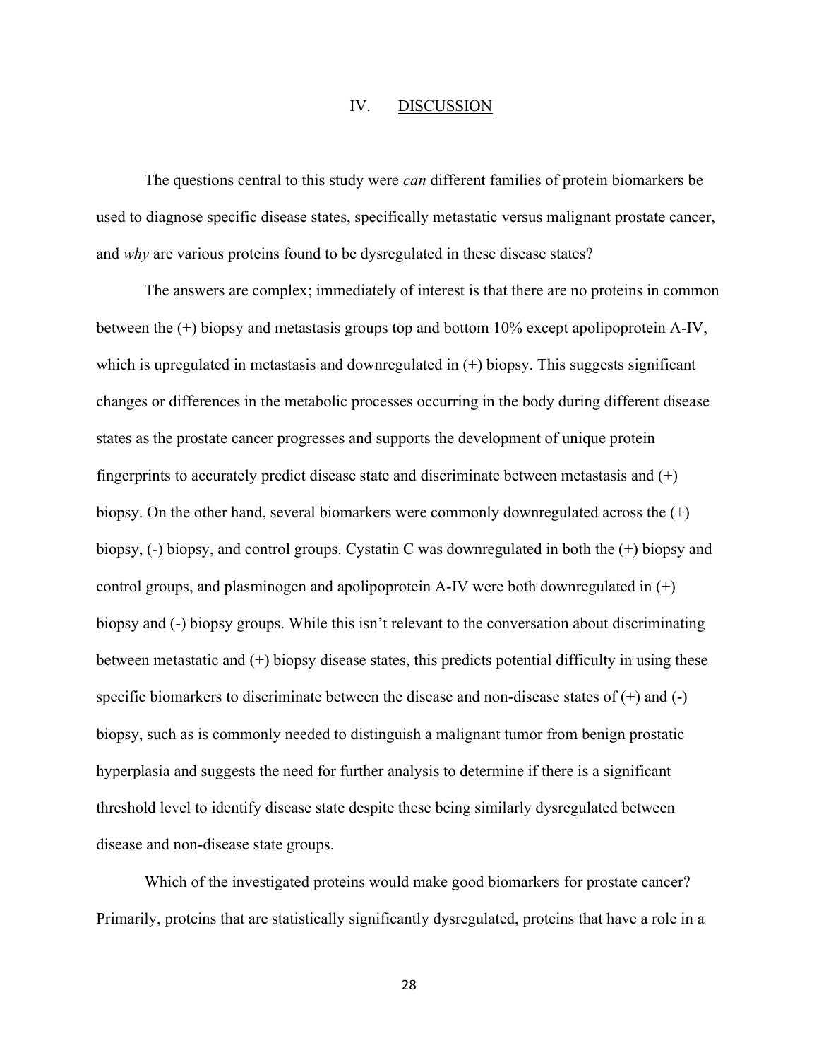# IV. DISCUSSION

The questions central to this study were *can* different families of protein biomarkers be used to diagnose specific disease states, specifically metastatic versus malignant prostate cancer, and *why* are various proteins found to be dysregulated in these disease states?

The answers are complex; immediately of interest is that there are no proteins in common between the (+) biopsy and metastasis groups top and bottom 10% except apolipoprotein A-IV, which is upregulated in metastasis and downregulated in (+) biopsy. This suggests significant changes or differences in the metabolic processes occurring in the body during different disease states as the prostate cancer progresses and supports the development of unique protein fingerprints to accurately predict disease state and discriminate between metastasis and (+) biopsy. On the other hand, several biomarkers were commonly downregulated across the (+) biopsy, (-) biopsy, and control groups. Cystatin C was downregulated in both the (+) biopsy and control groups, and plasminogen and apolipoprotein A-IV were both downregulated in (+) biopsy and (-) biopsy groups. While this isn't relevant to the conversation about discriminating between metastatic and (+) biopsy disease states, this predicts potential difficulty in using these specific biomarkers to discriminate between the disease and non-disease states of (+) and (-) biopsy, such as is commonly needed to distinguish a malignant tumor from benign prostatic hyperplasia and suggests the need for further analysis to determine if there is a significant threshold level to identify disease state despite these being similarly dysregulated between disease and non-disease state groups.

Which of the investigated proteins would make good biomarkers for prostate cancer? Primarily, proteins that are statistically significantly dysregulated, proteins that have a role in a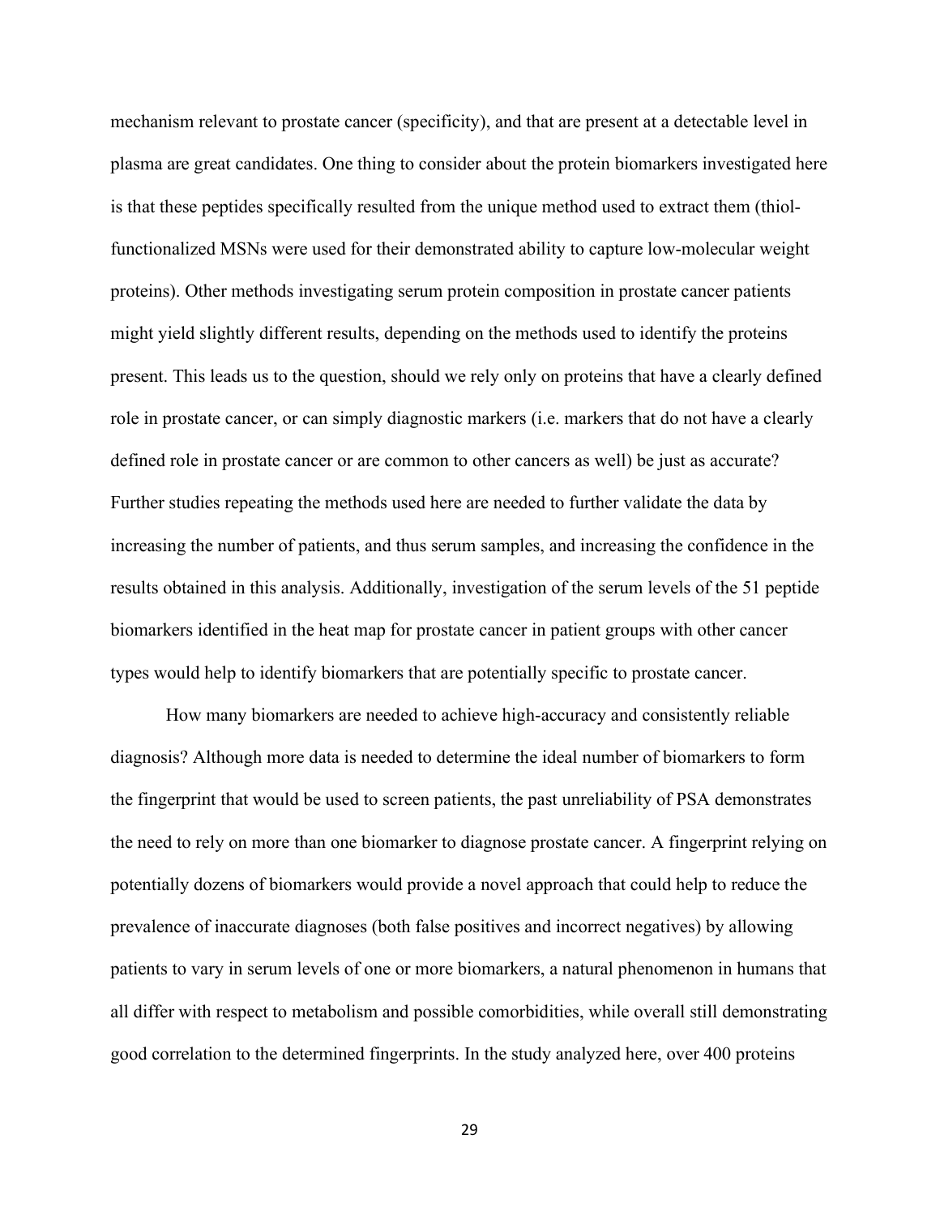mechanism relevant to prostate cancer (specificity), and that are present at a detectable level in plasma are great candidates. One thing to consider about the protein biomarkers investigated here is that these peptides specifically resulted from the unique method used to extract them (thiol-functionalized MSNs were used for their demonstrated ability to capture low-molecular weight proteins). Other methods investigating serum protein composition in prostate cancer patients might yield slightly different results, depending on the methods used to identify the proteins present. This leads us to the question, should we rely only on proteins that have a clearly defined role in prostate cancer, or can simply diagnostic markers (i.e. markers that do not have a clearly defined role in prostate cancer or are common to other cancers as well) be just as accurate? Further studies repeating the methods used here are needed to further validate the data by increasing the number of patients, and thus serum samples, and increasing the confidence in the results obtained in this analysis. Additionally, investigation of the serum levels of the 51 peptide biomarkers identified in the heat map for prostate cancer in patient groups with other cancer types would help to identify biomarkers that are potentially specific to prostate cancer.

How many biomarkers are needed to achieve high-accuracy and consistently reliable diagnosis? Although more data is needed to determine the ideal number of biomarkers to form the fingerprint that would be used to screen patients, the past unreliability of PSA demonstrates the need to rely on more than one biomarker to diagnose prostate cancer. A fingerprint relying on potentially dozens of biomarkers would provide a novel approach that could help to reduce the prevalence of inaccurate diagnoses (both false positives and incorrect negatives) by allowing patients to vary in serum levels of one or more biomarkers, a natural phenomenon in humans that all differ with respect to metabolism and possible comorbidities, while overall still demonstrating good correlation to the determined fingerprints. In the study analyzed here, over 400 proteins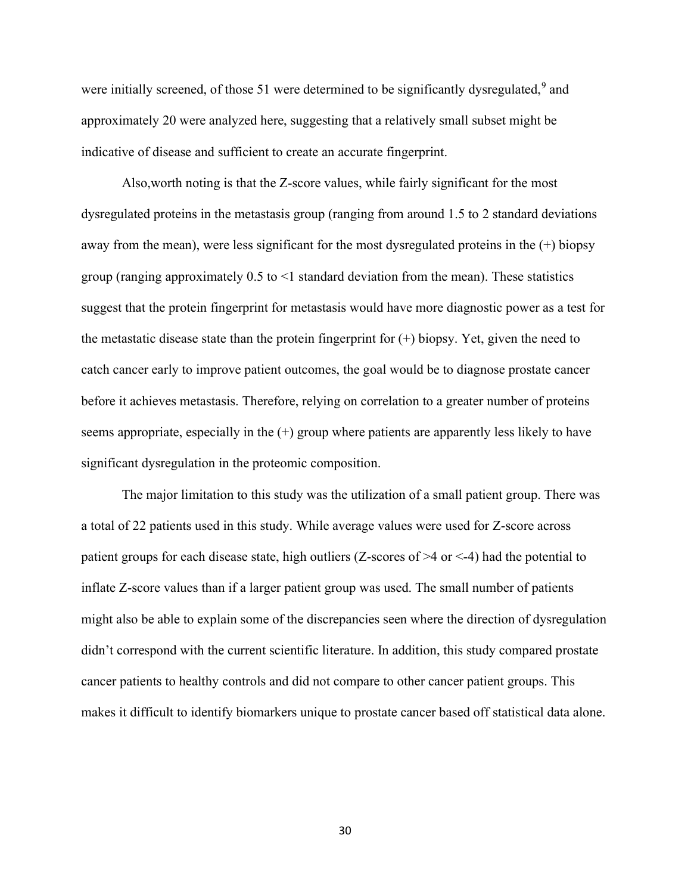were initially screened, of those 51 were determined to be significantly dysregulated,[9] and approximately 20 were analyzed here, suggesting that a relatively small subset might be indicative of disease and sufficient to create an accurate fingerprint.

Also,worth noting is that the Z-score values, while fairly significant for the most dysregulated proteins in the metastasis group (ranging from around 1.5 to 2 standard deviations away from the mean), were less significant for the most dysregulated proteins in the (+) biopsy group (ranging approximately 0.5 to <1 standard deviation from the mean). These statistics suggest that the protein fingerprint for metastasis would have more diagnostic power as a test for the metastatic disease state than the protein fingerprint for (+) biopsy. Yet, given the need to catch cancer early to improve patient outcomes, the goal would be to diagnose prostate cancer before it achieves metastasis. Therefore, relying on correlation to a greater number of proteins seems appropriate, especially in the (+) group where patients are apparently less likely to have significant dysregulation in the proteomic composition.

The major limitation to this study was the utilization of a small patient group. There was a total of 22 patients used in this study. While average values were used for Z-score across patient groups for each disease state, high outliers (Z-scores of >4 or <-4) had the potential to inflate Z-score values than if a larger patient group was used. The small number of patients might also be able to explain some of the discrepancies seen where the direction of dysregulation didn't correspond with the current scientific literature. In addition, this study compared prostate cancer patients to healthy controls and did not compare to other cancer patient groups. This makes it difficult to identify biomarkers unique to prostate cancer based off statistical data alone.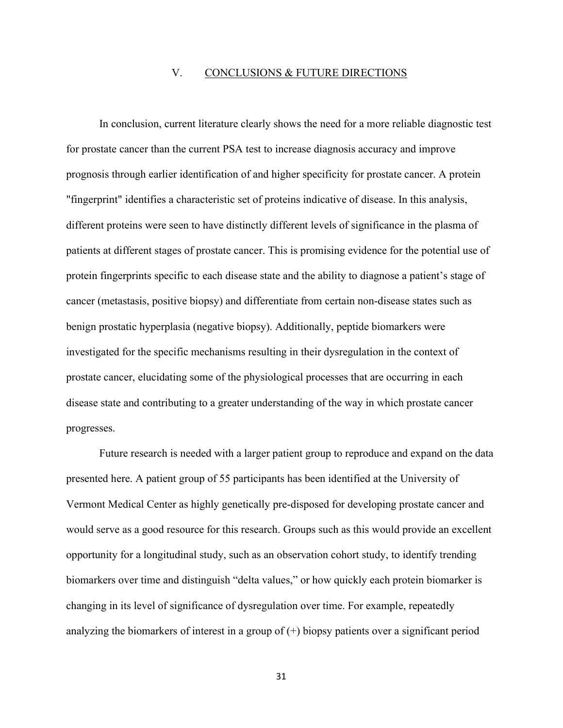## V. CONCLUSIONS & FUTURE DIRECTIONS

In conclusion, current literature clearly shows the need for a more reliable diagnostic test for prostate cancer than the current PSA test to increase diagnosis accuracy and improve prognosis through earlier identification of and higher specificity for prostate cancer. A protein "fingerprint" identifies a characteristic set of proteins indicative of disease. In this analysis, different proteins were seen to have distinctly different levels of significance in the plasma of patients at different stages of prostate cancer. This is promising evidence for the potential use of protein fingerprints specific to each disease state and the ability to diagnose a patient's stage of cancer (metastasis, positive biopsy) and differentiate from certain non-disease states such as benign prostatic hyperplasia (negative biopsy). Additionally, peptide biomarkers were investigated for the specific mechanisms resulting in their dysregulation in the context of prostate cancer, elucidating some of the physiological processes that are occurring in each disease state and contributing to a greater understanding of the way in which prostate cancer progresses.

Future research is needed with a larger patient group to reproduce and expand on the data presented here. A patient group of 55 participants has been identified at the University of Vermont Medical Center as highly genetically pre-disposed for developing prostate cancer and would serve as a good resource for this research. Groups such as this would provide an excellent opportunity for a longitudinal study, such as an observation cohort study, to identify trending biomarkers over time and distinguish "delta values," or how quickly each protein biomarker is changing in its level of significance of dysregulation over time. For example, repeatedly analyzing the biomarkers of interest in a group of (+) biopsy patients over a significant period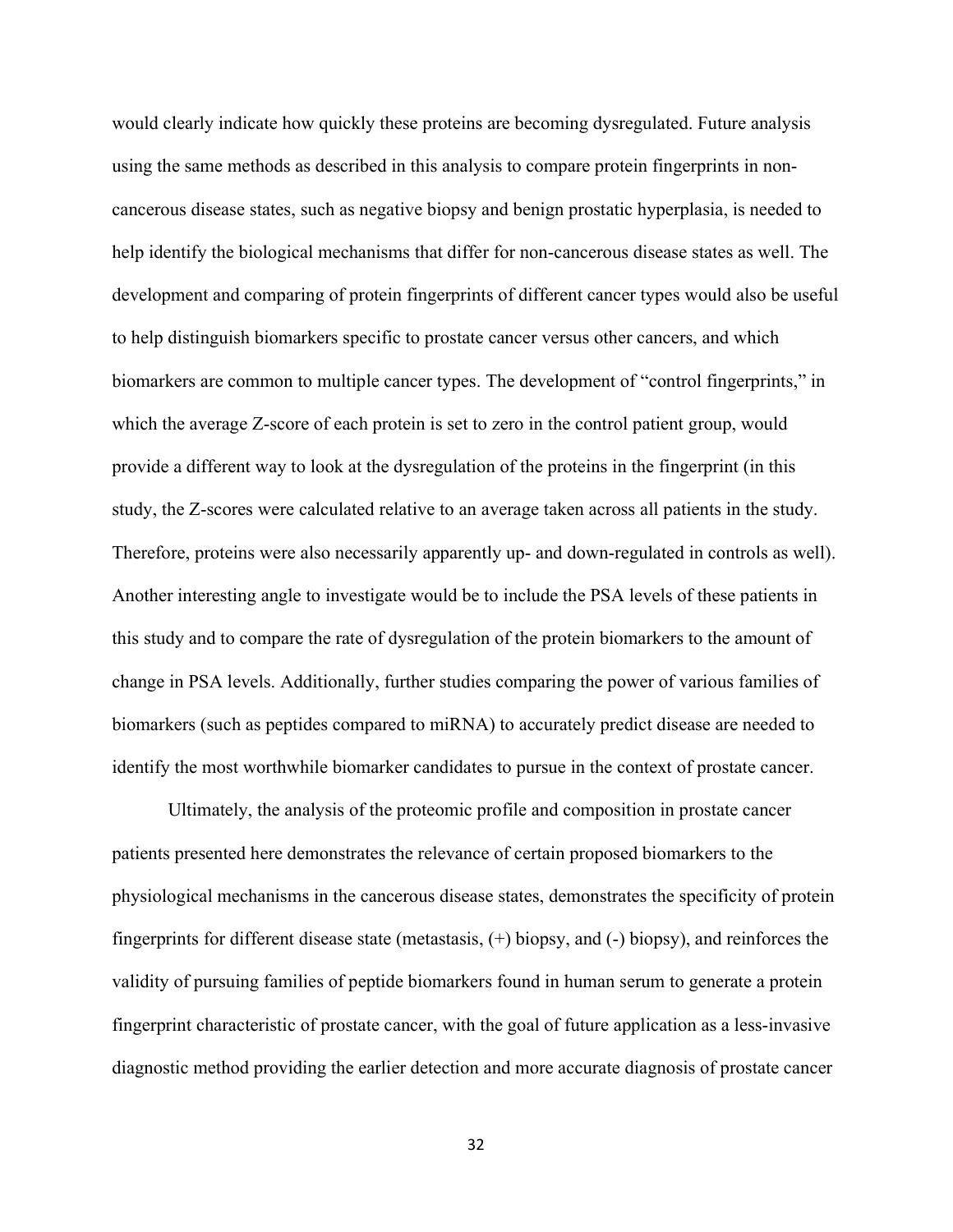would clearly indicate how quickly these proteins are becoming dysregulated. Future analysis using the same methods as described in this analysis to compare protein fingerprints in non-cancerous disease states, such as negative biopsy and benign prostatic hyperplasia, is needed to help identify the biological mechanisms that differ for non-cancerous disease states as well. The development and comparing of protein fingerprints of different cancer types would also be useful to help distinguish biomarkers specific to prostate cancer versus other cancers, and which biomarkers are common to multiple cancer types. The development of "control fingerprints," in which the average Z-score of each protein is set to zero in the control patient group, would provide a different way to look at the dysregulation of the proteins in the fingerprint (in this study, the Z-scores were calculated relative to an average taken across all patients in the study. Therefore, proteins were also necessarily apparently up- and down-regulated in controls as well). Another interesting angle to investigate would be to include the PSA levels of these patients in this study and to compare the rate of dysregulation of the protein biomarkers to the amount of change in PSA levels. Additionally, further studies comparing the power of various families of biomarkers (such as peptides compared to miRNA) to accurately predict disease are needed to identify the most worthwhile biomarker candidates to pursue in the context of prostate cancer.

Ultimately, the analysis of the proteomic profile and composition in prostate cancer patients presented here demonstrates the relevance of certain proposed biomarkers to the physiological mechanisms in the cancerous disease states, demonstrates the specificity of protein fingerprints for different disease state (metastasis, (+) biopsy, and (-) biopsy), and reinforces the validity of pursuing families of peptide biomarkers found in human serum to generate a protein fingerprint characteristic of prostate cancer, with the goal of future application as a less-invasive diagnostic method providing the earlier detection and more accurate diagnosis of prostate cancer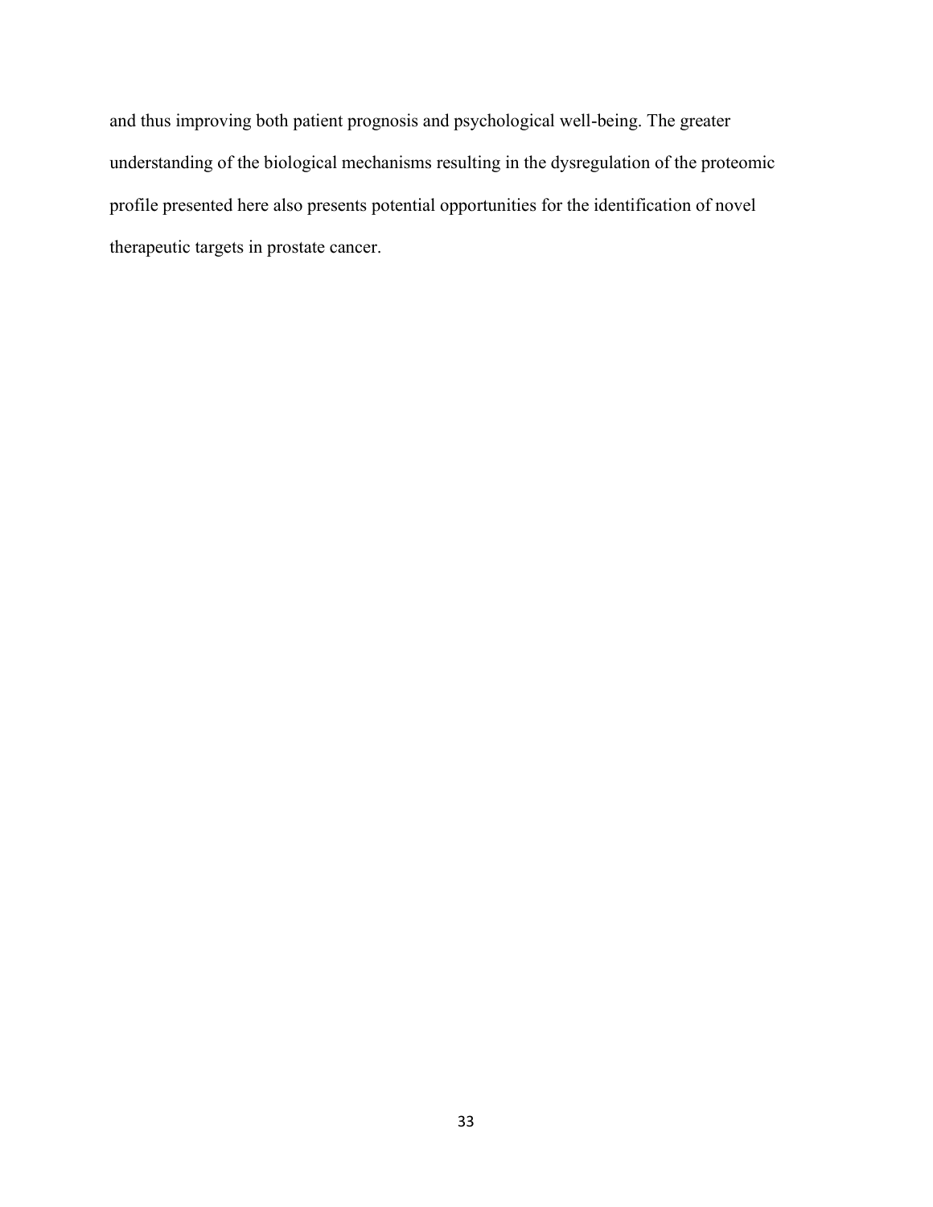and thus improving both patient prognosis and psychological well-being. The greater understanding of the biological mechanisms resulting in the dysregulation of the proteomic profile presented here also presents potential opportunities for the identification of novel therapeutic targets in prostate cancer.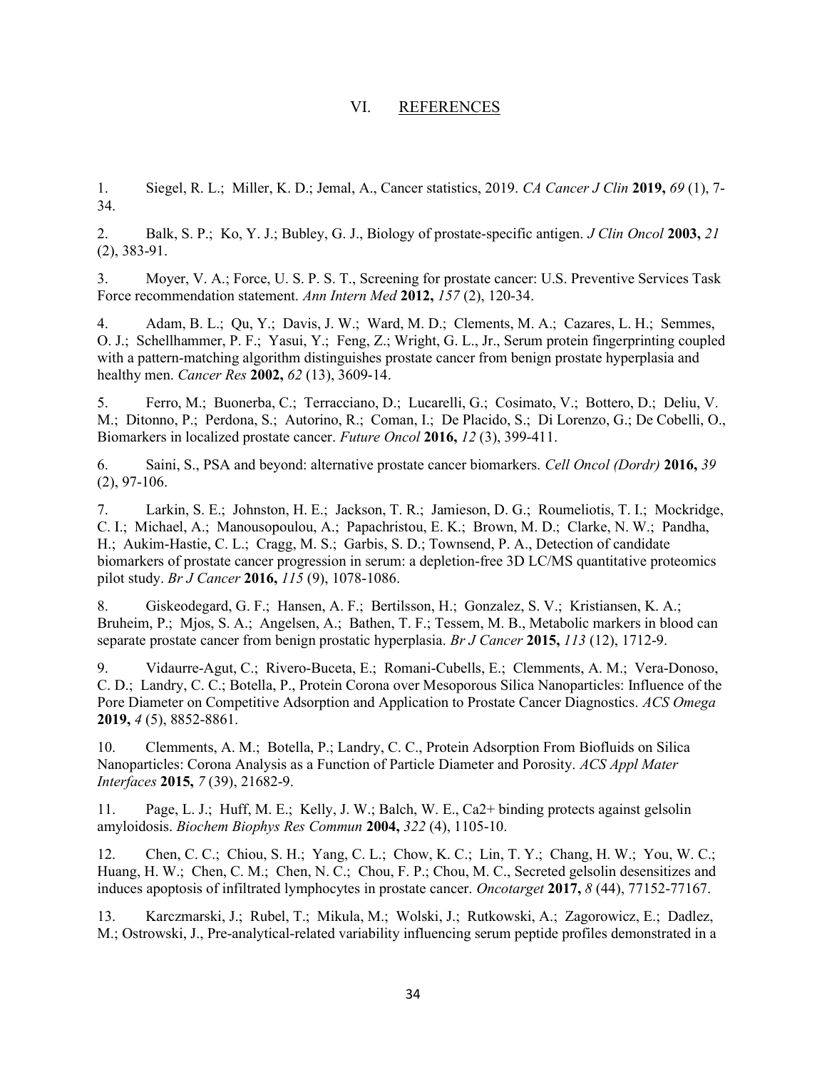# VI. REFERENCES

1. Siegel, R. L.; Miller, K. D.; Jemal, A., Cancer statistics, 2019. *CA Cancer J Clin* **2019,** *69* (1), 7-34.

2. Balk, S. P.; Ko, Y. J.; Bubley, G. J., Biology of prostate-specific antigen. *J Clin Oncol* **2003,** *21* (2), 383-91.

3. Moyer, V. A.; Force, U. S. P. S. T., Screening for prostate cancer: U.S. Preventive Services Task Force recommendation statement. *Ann Intern Med* **2012,** *157* (2), 120-34.

4. Adam, B. L.; Qu, Y.; Davis, J. W.; Ward, M. D.; Clements, M. A.; Cazares, L. H.; Semmes, O. J.; Schellhammer, P. F.; Yasui, Y.; Feng, Z.; Wright, G. L., Jr., Serum protein fingerprinting coupled with a pattern-matching algorithm distinguishes prostate cancer from benign prostate hyperplasia and healthy men. *Cancer Res* **2002,** *62* (13), 3609-14.

5. Ferro, M.; Buonerba, C.; Terracciano, D.; Lucarelli, G.; Cosimato, V.; Bottero, D.; Deliu, V. M.; Ditonno, P.; Perdona, S.; Autorino, R.; Coman, I.; De Placido, S.; Di Lorenzo, G.; De Cobelli, O., Biomarkers in localized prostate cancer. *Future Oncol* **2016,** *12* (3), 399-411.

6. Saini, S., PSA and beyond: alternative prostate cancer biomarkers. *Cell Oncol (Dordr)* **2016,** *39* (2), 97-106.

7. Larkin, S. E.; Johnston, H. E.; Jackson, T. R.; Jamieson, D. G.; Roumeliotis, T. I.; Mockridge, C. I.; Michael, A.; Manousopoulou, A.; Papachristou, E. K.; Brown, M. D.; Clarke, N. W.; Pandha, H.; Aukim-Hastie, C. L.; Cragg, M. S.; Garbis, S. D.; Townsend, P. A., Detection of candidate biomarkers of prostate cancer progression in serum: a depletion-free 3D LC/MS quantitative proteomics pilot study. *Br J Cancer* **2016,** *115* (9), 1078-1086.

8. Giskeodegard, G. F.; Hansen, A. F.; Bertilsson, H.; Gonzalez, S. V.; Kristiansen, K. A.; Bruheim, P.; Mjos, S. A.; Angelsen, A.; Bathen, T. F.; Tessem, M. B., Metabolic markers in blood can separate prostate cancer from benign prostatic hyperplasia. *Br J Cancer* **2015,** *113* (12), 1712-9.

9. Vidaurre-Agut, C.; Rivero-Buceta, E.; Romani-Cubells, E.; Clemments, A. M.; Vera-Donoso, C. D.; Landry, C. C.; Botella, P., Protein Corona over Mesoporous Silica Nanoparticles: Influence of the Pore Diameter on Competitive Adsorption and Application to Prostate Cancer Diagnostics. *ACS Omega* **2019,** *4* (5), 8852-8861.

10. Clemments, A. M.; Botella, P.; Landry, C. C., Protein Adsorption From Biofluids on Silica Nanoparticles: Corona Analysis as a Function of Particle Diameter and Porosity. *ACS Appl Mater Interfaces* **2015,** *7* (39), 21682-9.

11. Page, L. J.; Huff, M. E.; Kelly, J. W.; Balch, W. E., Ca2+ binding protects against gelsolin amyloidosis. *Biochem Biophys Res Commun* **2004,** *322* (4), 1105-10.

12. Chen, C. C.; Chiou, S. H.; Yang, C. L.; Chow, K. C.; Lin, T. Y.; Chang, H. W.; You, W. C.; Huang, H. W.; Chen, C. M.; Chen, N. C.; Chou, F. P.; Chou, M. C., Secreted gelsolin desensitizes and induces apoptosis of infiltrated lymphocytes in prostate cancer. *Oncotarget* **2017,** *8* (44), 77152-77167.

13. Karczmarski, J.; Rubel, T.; Mikula, M.; Wolski, J.; Rutkowski, A.; Zagorowicz, E.; Dadlez, M.; Ostrowski, J., Pre-analytical-related variability influencing serum peptide profiles demonstrated in a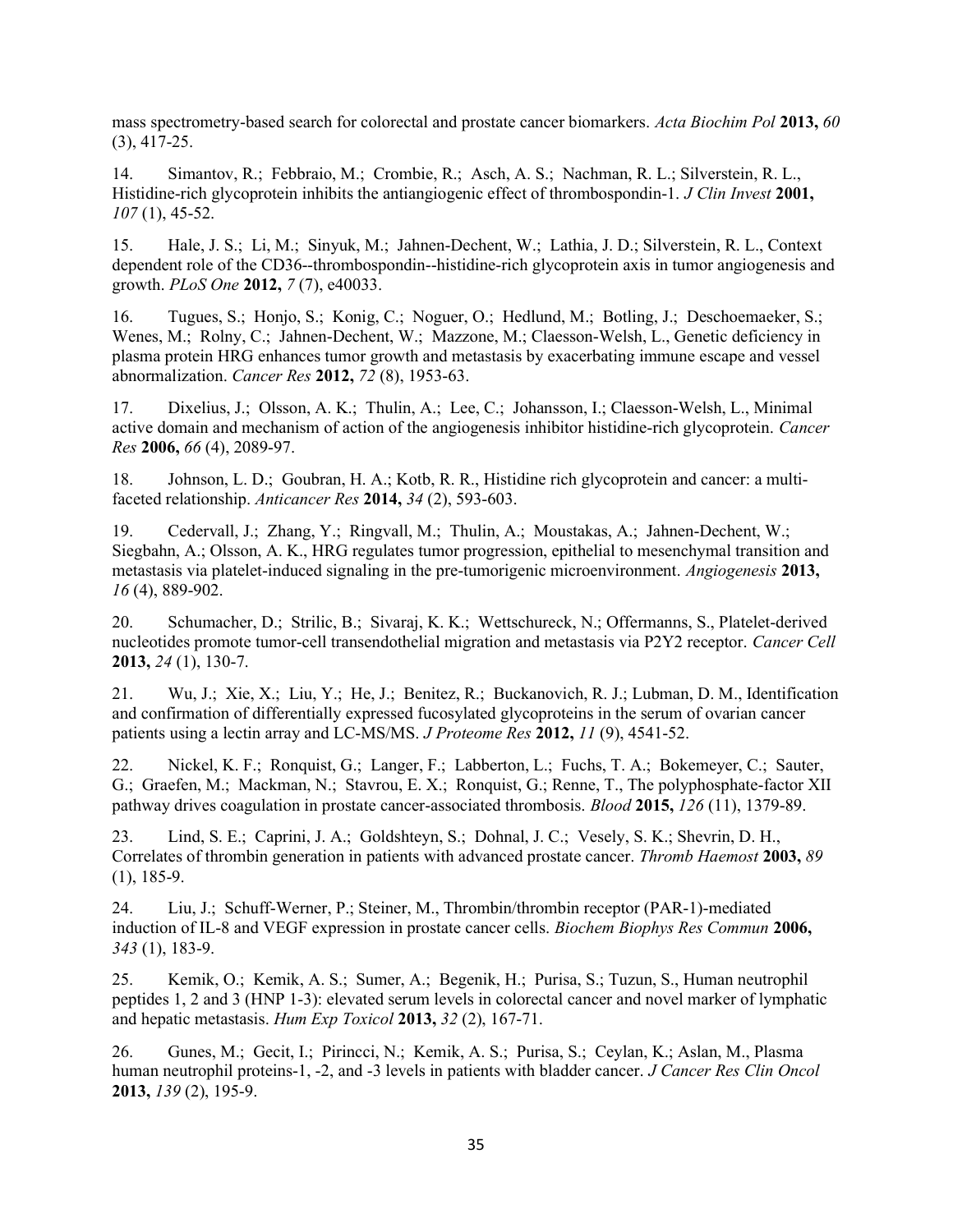mass spectrometry-based search for colorectal and prostate cancer biomarkers. *Acta Biochim Pol* **2013,** *60* (3), 417-25.

14. Simantov, R.; Febbraio, M.; Crombie, R.; Asch, A. S.; Nachman, R. L.; Silverstein, R. L., Histidine-rich glycoprotein inhibits the antiangiogenic effect of thrombospondin-1. *J Clin Invest* **2001,** *107* (1), 45-52.

15. Hale, J. S.; Li, M.; Sinyuk, M.; Jahnen-Dechent, W.; Lathia, J. D.; Silverstein, R. L., Context dependent role of the CD36--thrombospondin--histidine-rich glycoprotein axis in tumor angiogenesis and growth. *PLoS One* **2012,** *7* (7), e40033.

16. Tugues, S.; Honjo, S.; Konig, C.; Noguer, O.; Hedlund, M.; Botling, J.; Deschoemaeker, S.; Wenes, M.; Rolny, C.; Jahnen-Dechent, W.; Mazzone, M.; Claesson-Welsh, L., Genetic deficiency in plasma protein HRG enhances tumor growth and metastasis by exacerbating immune escape and vessel abnormalization. *Cancer Res* **2012,** *72* (8), 1953-63.

17. Dixelius, J.; Olsson, A. K.; Thulin, A.; Lee, C.; Johansson, I.; Claesson-Welsh, L., Minimal active domain and mechanism of action of the angiogenesis inhibitor histidine-rich glycoprotein. *Cancer Res* **2006,** *66* (4), 2089-97.

18. Johnson, L. D.; Goubran, H. A.; Kotb, R. R., Histidine rich glycoprotein and cancer: a multi-faceted relationship. *Anticancer Res* **2014,** *34* (2), 593-603.

19. Cedervall, J.; Zhang, Y.; Ringvall, M.; Thulin, A.; Moustakas, A.; Jahnen-Dechent, W.; Siegbahn, A.; Olsson, A. K., HRG regulates tumor progression, epithelial to mesenchymal transition and metastasis via platelet-induced signaling in the pre-tumorigenic microenvironment. *Angiogenesis* **2013,** *16* (4), 889-902.

20. Schumacher, D.; Strilic, B.; Sivaraj, K. K.; Wettschureck, N.; Offermanns, S., Platelet-derived nucleotides promote tumor-cell transendothelial migration and metastasis via P2Y2 receptor. *Cancer Cell* **2013,** *24* (1), 130-7.

21. Wu, J.; Xie, X.; Liu, Y.; He, J.; Benitez, R.; Buckanovich, R. J.; Lubman, D. M., Identification and confirmation of differentially expressed fucosylated glycoproteins in the serum of ovarian cancer patients using a lectin array and LC-MS/MS. *J Proteome Res* **2012,** *11* (9), 4541-52.

22. Nickel, K. F.; Ronquist, G.; Langer, F.; Labberton, L.; Fuchs, T. A.; Bokemeyer, C.; Sauter, G.; Graefen, M.; Mackman, N.; Stavrou, E. X.; Ronquist, G.; Renne, T., The polyphosphate-factor XII pathway drives coagulation in prostate cancer-associated thrombosis. *Blood* **2015,** *126* (11), 1379-89.

23. Lind, S. E.; Caprini, J. A.; Goldshteyn, S.; Dohnal, J. C.; Vesely, S. K.; Shevrin, D. H., Correlates of thrombin generation in patients with advanced prostate cancer. *Thromb Haemost* **2003,** *89* (1), 185-9.

24. Liu, J.; Schuff-Werner, P.; Steiner, M., Thrombin/thrombin receptor (PAR-1)-mediated induction of IL-8 and VEGF expression in prostate cancer cells. *Biochem Biophys Res Commun* **2006,** *343* (1), 183-9.

25. Kemik, O.; Kemik, A. S.; Sumer, A.; Begenik, H.; Purisa, S.; Tuzun, S., Human neutrophil peptides 1, 2 and 3 (HNP 1-3): elevated serum levels in colorectal cancer and novel marker of lymphatic and hepatic metastasis. *Hum Exp Toxicol* **2013,** *32* (2), 167-71.

26. Gunes, M.; Gecit, I.; Pirincci, N.; Kemik, A. S.; Purisa, S.; Ceylan, K.; Aslan, M., Plasma human neutrophil proteins-1, -2, and -3 levels in patients with bladder cancer. *J Cancer Res Clin Oncol* **2013,** *139* (2), 195-9.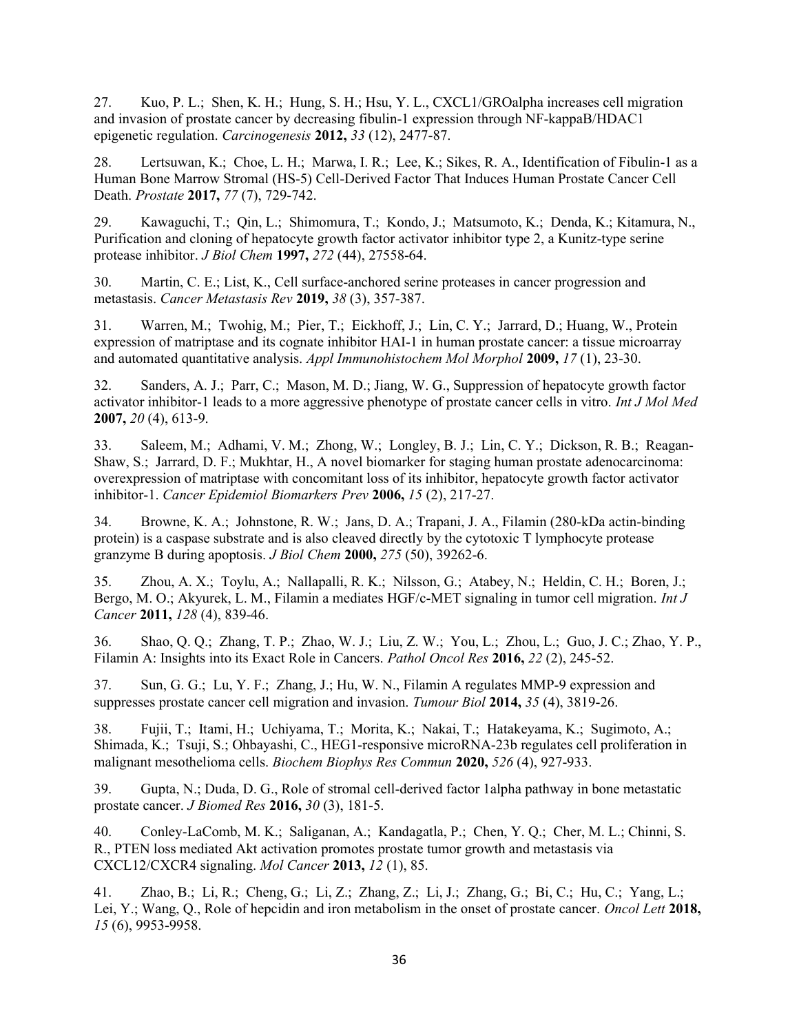27. Kuo, P. L.; Shen, K. H.; Hung, S. H.; Hsu, Y. L., CXCL1/GROalpha increases cell migration and invasion of prostate cancer by decreasing fibulin-1 expression through NF-kappaB/HDAC1 epigenetic regulation. *Carcinogenesis* **2012,** *33* (12), 2477-87.

28. Lertsuwan, K.; Choe, L. H.; Marwa, I. R.; Lee, K.; Sikes, R. A., Identification of Fibulin-1 as a Human Bone Marrow Stromal (HS-5) Cell-Derived Factor That Induces Human Prostate Cancer Cell Death. *Prostate* **2017,** *77* (7), 729-742.

29. Kawaguchi, T.; Qin, L.; Shimomura, T.; Kondo, J.; Matsumoto, K.; Denda, K.; Kitamura, N., Purification and cloning of hepatocyte growth factor activator inhibitor type 2, a Kunitz-type serine protease inhibitor. *J Biol Chem* **1997,** *272* (44), 27558-64.

30. Martin, C. E.; List, K., Cell surface-anchored serine proteases in cancer progression and metastasis. *Cancer Metastasis Rev* **2019,** *38* (3), 357-387.

31. Warren, M.; Twohig, M.; Pier, T.; Eickhoff, J.; Lin, C. Y.; Jarrard, D.; Huang, W., Protein expression of matriptase and its cognate inhibitor HAI-1 in human prostate cancer: a tissue microarray and automated quantitative analysis. *Appl Immunohistochem Mol Morphol* **2009,** *17* (1), 23-30.

32. Sanders, A. J.; Parr, C.; Mason, M. D.; Jiang, W. G., Suppression of hepatocyte growth factor activator inhibitor-1 leads to a more aggressive phenotype of prostate cancer cells in vitro. *Int J Mol Med* **2007,** *20* (4), 613-9.

33. Saleem, M.; Adhami, V. M.; Zhong, W.; Longley, B. J.; Lin, C. Y.; Dickson, R. B.; Reagan-Shaw, S.; Jarrard, D. F.; Mukhtar, H., A novel biomarker for staging human prostate adenocarcinoma: overexpression of matriptase with concomitant loss of its inhibitor, hepatocyte growth factor activator inhibitor-1. *Cancer Epidemiol Biomarkers Prev* **2006,** *15* (2), 217-27.

34. Browne, K. A.; Johnstone, R. W.; Jans, D. A.; Trapani, J. A., Filamin (280-kDa actin-binding protein) is a caspase substrate and is also cleaved directly by the cytotoxic T lymphocyte protease granzyme B during apoptosis. *J Biol Chem* **2000,** *275* (50), 39262-6.

35. Zhou, A. X.; Toylu, A.; Nallapalli, R. K.; Nilsson, G.; Atabey, N.; Heldin, C. H.; Boren, J.; Bergo, M. O.; Akyurek, L. M., Filamin a mediates HGF/c-MET signaling in tumor cell migration. *Int J Cancer* **2011,** *128* (4), 839-46.

36. Shao, Q. Q.; Zhang, T. P.; Zhao, W. J.; Liu, Z. W.; You, L.; Zhou, L.; Guo, J. C.; Zhao, Y. P., Filamin A: Insights into its Exact Role in Cancers. *Pathol Oncol Res* **2016,** *22* (2), 245-52.

37. Sun, G. G.; Lu, Y. F.; Zhang, J.; Hu, W. N., Filamin A regulates MMP-9 expression and suppresses prostate cancer cell migration and invasion. *Tumour Biol* **2014,** *35* (4), 3819-26.

38. Fujii, T.; Itami, H.; Uchiyama, T.; Morita, K.; Nakai, T.; Hatakeyama, K.; Sugimoto, A.; Shimada, K.; Tsuji, S.; Ohbayashi, C., HEG1-responsive microRNA-23b regulates cell proliferation in malignant mesothelioma cells. *Biochem Biophys Res Commun* **2020,** *526* (4), 927-933.

39. Gupta, N.; Duda, D. G., Role of stromal cell-derived factor 1alpha pathway in bone metastatic prostate cancer. *J Biomed Res* **2016,** *30* (3), 181-5.

40. Conley-LaComb, M. K.; Saliganan, A.; Kandagatla, P.; Chen, Y. Q.; Cher, M. L.; Chinni, S. R., PTEN loss mediated Akt activation promotes prostate tumor growth and metastasis via CXCL12/CXCR4 signaling. *Mol Cancer* **2013,** *12* (1), 85.

41. Zhao, B.; Li, R.; Cheng, G.; Li, Z.; Zhang, Z.; Li, J.; Zhang, G.; Bi, C.; Hu, C.; Yang, L.; Lei, Y.; Wang, Q., Role of hepcidin and iron metabolism in the onset of prostate cancer. *Oncol Lett* **2018,** *15* (6), 9953-9958.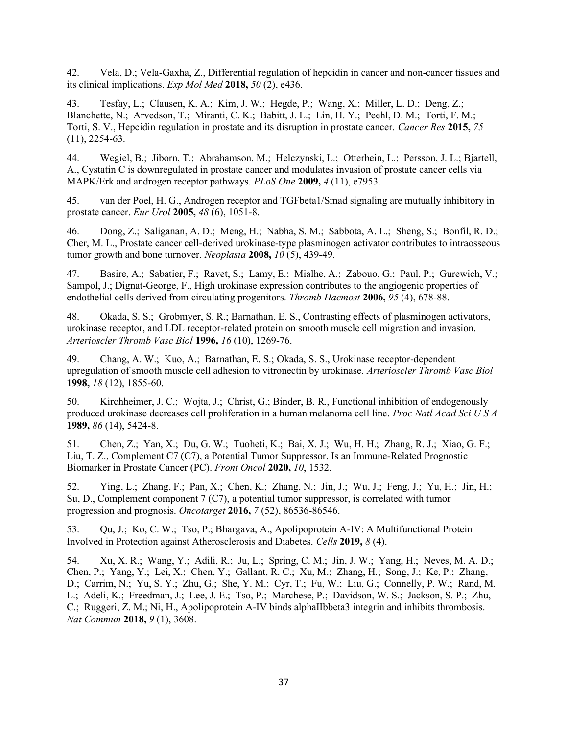42. Vela, D.; Vela-Gaxha, Z., Differential regulation of hepcidin in cancer and non-cancer tissues and its clinical implications. *Exp Mol Med* **2018,** *50* (2), e436.

43. Tesfay, L.; Clausen, K. A.; Kim, J. W.; Hegde, P.; Wang, X.; Miller, L. D.; Deng, Z.; Blanchette, N.; Arvedson, T.; Miranti, C. K.; Babitt, J. L.; Lin, H. Y.; Peehl, D. M.; Torti, F. M.; Torti, S. V., Hepcidin regulation in prostate and its disruption in prostate cancer. *Cancer Res* **2015,** *75* (11), 2254-63.

44. Wegiel, B.; Jiborn, T.; Abrahamson, M.; Helczynski, L.; Otterbein, L.; Persson, J. L.; Bjartell, A., Cystatin C is downregulated in prostate cancer and modulates invasion of prostate cancer cells via MAPK/Erk and androgen receptor pathways. *PLoS One* **2009,** *4* (11), e7953.

45. van der Poel, H. G., Androgen receptor and TGFbeta1/Smad signaling are mutually inhibitory in prostate cancer. *Eur Urol* **2005,** *48* (6), 1051-8.

46. Dong, Z.; Saliganan, A. D.; Meng, H.; Nabha, S. M.; Sabbota, A. L.; Sheng, S.; Bonfil, R. D.; Cher, M. L., Prostate cancer cell-derived urokinase-type plasminogen activator contributes to intraosseous tumor growth and bone turnover. *Neoplasia* **2008,** *10* (5), 439-49.

47. Basire, A.; Sabatier, F.; Ravet, S.; Lamy, E.; Mialhe, A.; Zabouo, G.; Paul, P.; Gurewich, V.; Sampol, J.; Dignat-George, F., High urokinase expression contributes to the angiogenic properties of endothelial cells derived from circulating progenitors. *Thromb Haemost* **2006,** *95* (4), 678-88.

48. Okada, S. S.; Grobmyer, S. R.; Barnathan, E. S., Contrasting effects of plasminogen activators, urokinase receptor, and LDL receptor-related protein on smooth muscle cell migration and invasion. *Arterioscler Thromb Vasc Biol* **1996,** *16* (10), 1269-76.

49. Chang, A. W.; Kuo, A.; Barnathan, E. S.; Okada, S. S., Urokinase receptor-dependent upregulation of smooth muscle cell adhesion to vitronectin by urokinase. *Arterioscler Thromb Vasc Biol* **1998,** *18* (12), 1855-60.

50. Kirchheimer, J. C.; Wojta, J.; Christ, G.; Binder, B. R., Functional inhibition of endogenously produced urokinase decreases cell proliferation in a human melanoma cell line. *Proc Natl Acad Sci U S A* **1989,** *86* (14), 5424-8.

51. Chen, Z.; Yan, X.; Du, G. W.; Tuoheti, K.; Bai, X. J.; Wu, H. H.; Zhang, R. J.; Xiao, G. F.; Liu, T. Z., Complement C7 (C7), a Potential Tumor Suppressor, Is an Immune-Related Prognostic Biomarker in Prostate Cancer (PC). *Front Oncol* **2020,** *10*, 1532.

52. Ying, L.; Zhang, F.; Pan, X.; Chen, K.; Zhang, N.; Jin, J.; Wu, J.; Feng, J.; Yu, H.; Jin, H.; Su, D., Complement component 7 (C7), a potential tumor suppressor, is correlated with tumor progression and prognosis. *Oncotarget* **2016,** *7* (52), 86536-86546.

53. Qu, J.; Ko, C. W.; Tso, P.; Bhargava, A., Apolipoprotein A-IV: A Multifunctional Protein Involved in Protection against Atherosclerosis and Diabetes. *Cells* **2019,** *8* (4).

54. Xu, X. R.; Wang, Y.; Adili, R.; Ju, L.; Spring, C. M.; Jin, J. W.; Yang, H.; Neves, M. A. D.; Chen, P.; Yang, Y.; Lei, X.; Chen, Y.; Gallant, R. C.; Xu, M.; Zhang, H.; Song, J.; Ke, P.; Zhang, D.; Carrim, N.; Yu, S. Y.; Zhu, G.; She, Y. M.; Cyr, T.; Fu, W.; Liu, G.; Connelly, P. W.; Rand, M. L.; Adeli, K.; Freedman, J.; Lee, J. E.; Tso, P.; Marchese, P.; Davidson, W. S.; Jackson, S. P.; Zhu, C.; Ruggeri, Z. M.; Ni, H., Apolipoprotein A-IV binds alphaIIbbeta3 integrin and inhibits thrombosis. *Nat Commun* **2018,** *9* (1), 3608.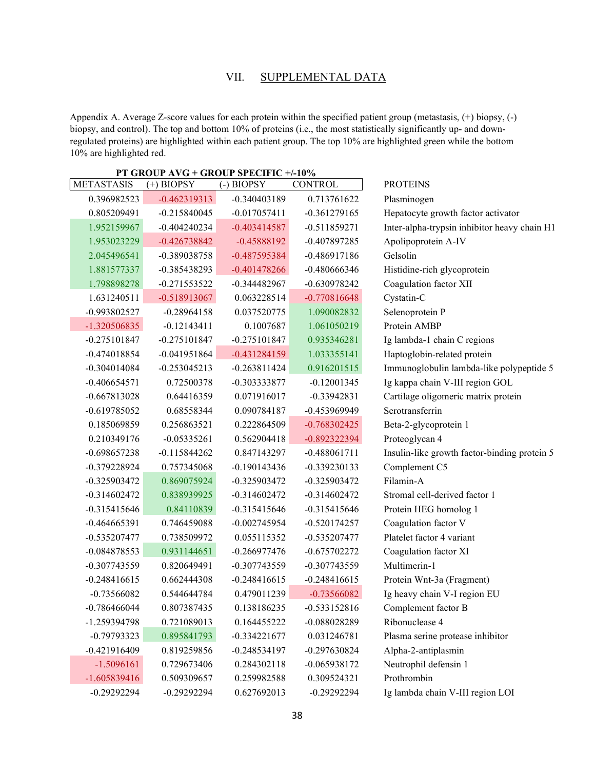## VII. SUPPLEMENTAL DATA

Appendix A. Average Z-score values for each protein within the specified patient group (metastasis, (+) biopsy, (-) biopsy, and control). The top and bottom 10% of proteins (i.e., the most statistically significantly up- and down-regulated proteins) are highlighted within each patient group. The top 10% are highlighted green while the bottom 10% are highlighted red.

**PT GROUP AVG + GROUP SPECIFIC +/-10%**

| METASTASIS | (+) BIOPSY | (-) BIOPSY | CONTROL | PROTEINS |
|---|---|---|---|---|
| 0.396982523 | -0.462319313 | -0.340403189 | 0.713761622 | Plasminogen |
| 0.805209491 | -0.215840045 | -0.017057411 | -0.361279165 | Hepatocyte growth factor activator |
| 1.952159967 | -0.404240234 | -0.403414587 | -0.511859271 | Inter-alpha-trypsin inhibitor heavy chain H1 |
| 1.953023229 | -0.426738842 | -0.45888192 | -0.407897285 | Apolipoprotein A-IV |
| 2.045496541 | -0.389038758 | -0.487595384 | -0.486917186 | Gelsolin |
| 1.881577337 | -0.385438293 | -0.401478266 | -0.480666346 | Histidine-rich glycoprotein |
| 1.798898278 | -0.271553522 | -0.344482967 | -0.630978242 | Coagulation factor XII |
| 1.631240511 | -0.518913067 | 0.063228514 | -0.770816648 | Cystatin-C |
| -0.993802527 | -0.28964158 | 0.037520775 | 1.090082832 | Selenoprotein P |
| -1.320506835 | -0.12143411 | 0.1007687 | 1.061050219 | Protein AMBP |
| -0.275101847 | -0.275101847 | -0.275101847 | 0.935346281 | Ig lambda-1 chain C regions |
| -0.474018854 | -0.041951864 | -0.431284159 | 1.033355141 | Haptoglobin-related protein |
| -0.304014084 | -0.253045213 | -0.263811424 | 0.916201515 | Immunoglobulin lambda-like polypeptide 5 |
| -0.406654571 | 0.72500378 | -0.303333877 | -0.12001345 | Ig kappa chain V-III region GOL |
| -0.667813028 | 0.64416359 | 0.071916017 | -0.33942831 | Cartilage oligomeric matrix protein |
| -0.619785052 | 0.68558344 | 0.090784187 | -0.453969949 | Serotransferrin |
| 0.185069859 | 0.256863521 | 0.222864509 | -0.768302425 | Beta-2-glycoprotein 1 |
| 0.210349176 | -0.05335261 | 0.562904418 | -0.892322394 | Proteoglycan 4 |
| -0.698657238 | -0.115844262 | 0.847143297 | -0.488061711 | Insulin-like growth factor-binding protein 5 |
| -0.379228924 | 0.757345068 | -0.190143436 | -0.339230133 | Complement C5 |
| -0.325903472 | 0.869075924 | -0.325903472 | -0.325903472 | Filamin-A |
| -0.314602472 | 0.838939925 | -0.314602472 | -0.314602472 | Stromal cell-derived factor 1 |
| -0.315415646 | 0.84110839 | -0.315415646 | -0.315415646 | Protein HEG homolog 1 |
| -0.464665391 | 0.746459088 | -0.002745954 | -0.520174257 | Coagulation factor V |
| -0.535207477 | 0.738509972 | 0.055115352 | -0.535207477 | Platelet factor 4 variant |
| -0.084878553 | 0.931144651 | -0.266977476 | -0.675702272 | Coagulation factor XI |
| -0.307743559 | 0.820649491 | -0.307743559 | -0.307743559 | Multimerin-1 |
| -0.248416615 | 0.662444308 | -0.248416615 | -0.248416615 | Protein Wnt-3a (Fragment) |
| -0.73566082 | 0.544644784 | 0.479011239 | -0.73566082 | Ig heavy chain V-I region EU |
| -0.786466044 | 0.807387435 | 0.138186235 | -0.533152816 | Complement factor B |
| -1.259394798 | 0.721089013 | 0.164455222 | -0.088028289 | Ribonuclease 4 |
| -0.79793323 | 0.895841793 | -0.334221677 | 0.031246781 | Plasma serine protease inhibitor |
| -0.421916409 | 0.819259856 | -0.248534197 | -0.297630824 | Alpha-2-antiplasmin |
| -1.5096161 | 0.729673406 | 0.284302118 | -0.065938172 | Neutrophil defensin 1 |
| -1.605839416 | 0.509309657 | 0.259982588 | 0.309524321 | Prothrombin |
| -0.29292294 | -0.29292294 | 0.627692013 | -0.29292294 | Ig lambda chain V-III region LOI |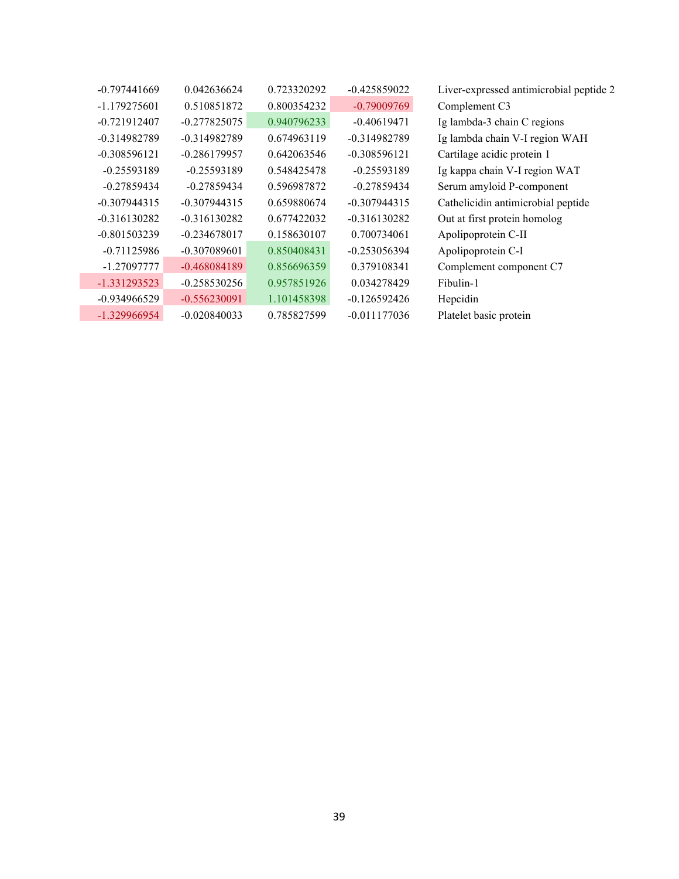| | | | | |
|---|---|---|---|---|
| -0.797441669 | 0.042636624 | 0.723320292 | -0.425859022 | Liver-expressed antimicrobial peptide 2 |
| -1.179275601 | 0.510851872 | 0.800354232 | -0.79009769 | Complement C3 |
| -0.721912407 | -0.277825075 | 0.940796233 | -0.40619471 | Ig lambda-3 chain C regions |
| -0.314982789 | -0.314982789 | 0.674963119 | -0.314982789 | Ig lambda chain V-I region WAH |
| -0.308596121 | -0.286179957 | 0.642063546 | -0.308596121 | Cartilage acidic protein 1 |
| -0.25593189 | -0.25593189 | 0.548425478 | -0.25593189 | Ig kappa chain V-I region WAT |
| -0.27859434 | -0.27859434 | 0.596987872 | -0.27859434 | Serum amyloid P-component |
| -0.307944315 | -0.307944315 | 0.659880674 | -0.307944315 | Cathelicidin antimicrobial peptide |
| -0.316130282 | -0.316130282 | 0.677422032 | -0.316130282 | Out at first protein homolog |
| -0.801503239 | -0.234678017 | 0.158630107 | 0.700734061 | Apolipoprotein C-II |
| -0.71125986 | -0.307089601 | 0.850408431 | -0.253056394 | Apolipoprotein C-I |
| -1.27097777 | -0.468084189 | 0.856696359 | 0.379108341 | Complement component C7 |
| -1.331293523 | -0.258530256 | 0.957851926 | 0.034278429 | Fibulin-1 |
| -0.934966529 | -0.556230091 | 1.101458398 | -0.126592426 | Hepcidin |
| -1.329966954 | -0.020840033 | 0.785827599 | -0.011177036 | Platelet basic protein |